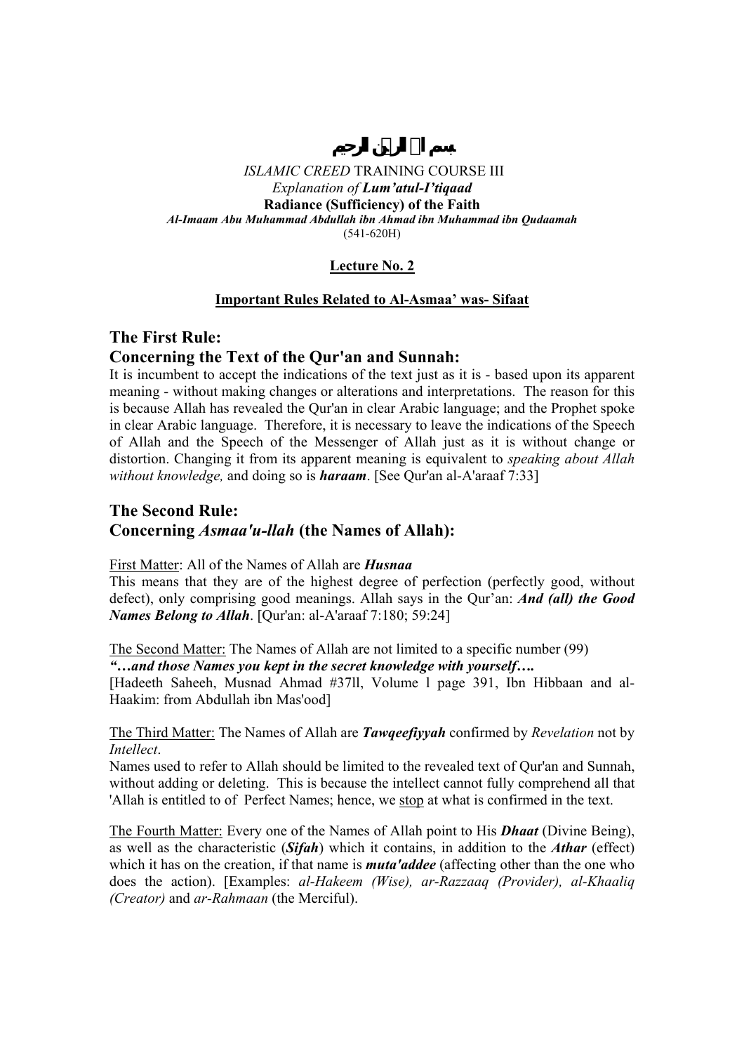بسم الله الرحمن الرحيم

*ISLAMIC CREED* TRAINING COURSE III

*Explanation of **Lum'atul-I'tiqaad***

**Radiance (Sufficiency) of the Faith**

***Al-Imaam Abu Muhammad Abdullah ibn Ahmad ibn Muhammad ibn Qudaamah***

(541-620H)

**Lecture No. 2**

**Important Rules Related to Al-Asmaa' was- Sifaat**

## The First Rule:
## Concerning the Text of the Qur'an and Sunnah:

It is incumbent to accept the indications of the text just as it is - based upon its apparent meaning - without making changes or alterations and interpretations. The reason for this is because Allah has revealed the Qur'an in clear Arabic language; and the Prophet spoke in clear Arabic language. Therefore, it is necessary to leave the indications of the Speech of Allah and the Speech of the Messenger of Allah just as it is without change or distortion. Changing it from its apparent meaning is equivalent to *speaking about Allah without knowledge,* and doing so is ***haraam***. [See Qur'an al-A'araaf 7:33]

## The Second Rule:
## Concerning *Asmaa'u-llah* (the Names of Allah):

<u>First Matter</u>: All of the Names of Allah are ***Husnaa***

This means that they are of the highest degree of perfection (perfectly good, without defect), only comprising good meanings. Allah says in the Qur'an: ***And (all) the Good Names Belong to Allah***. [Qur'an: al-A'araaf 7:180; 59:24]

<u>The Second Matter:</u> The Names of Allah are not limited to a specific number (99)

***"…and those Names you kept in the secret knowledge with yourself….***

[Hadeeth Saheeh, Musnad Ahmad #37ll, Volume l page 391, Ibn Hibbaan and al-Haakim: from Abdullah ibn Mas'ood]

<u>The Third Matter:</u> The Names of Allah are ***Tawqeefiyyah*** confirmed by *Revelation* not by *Intellect*.

Names used to refer to Allah should be limited to the revealed text of Qur'an and Sunnah, without adding or deleting. This is because the intellect cannot fully comprehend all that 'Allah is entitled to of Perfect Names; hence, we <u>stop</u> at what is confirmed in the text.

<u>The Fourth Matter:</u> Every one of the Names of Allah point to His ***Dhaat*** (Divine Being), as well as the characteristic (***Sifah***) which it contains, in addition to the ***Athar*** (effect) which it has on the creation, if that name is ***muta'addee*** (affecting other than the one who does the action). [Examples: *al-Hakeem (Wise), ar-Razzaaq (Provider), al-Khaaliq (Creator)* and *ar-Rahmaan* (the Merciful).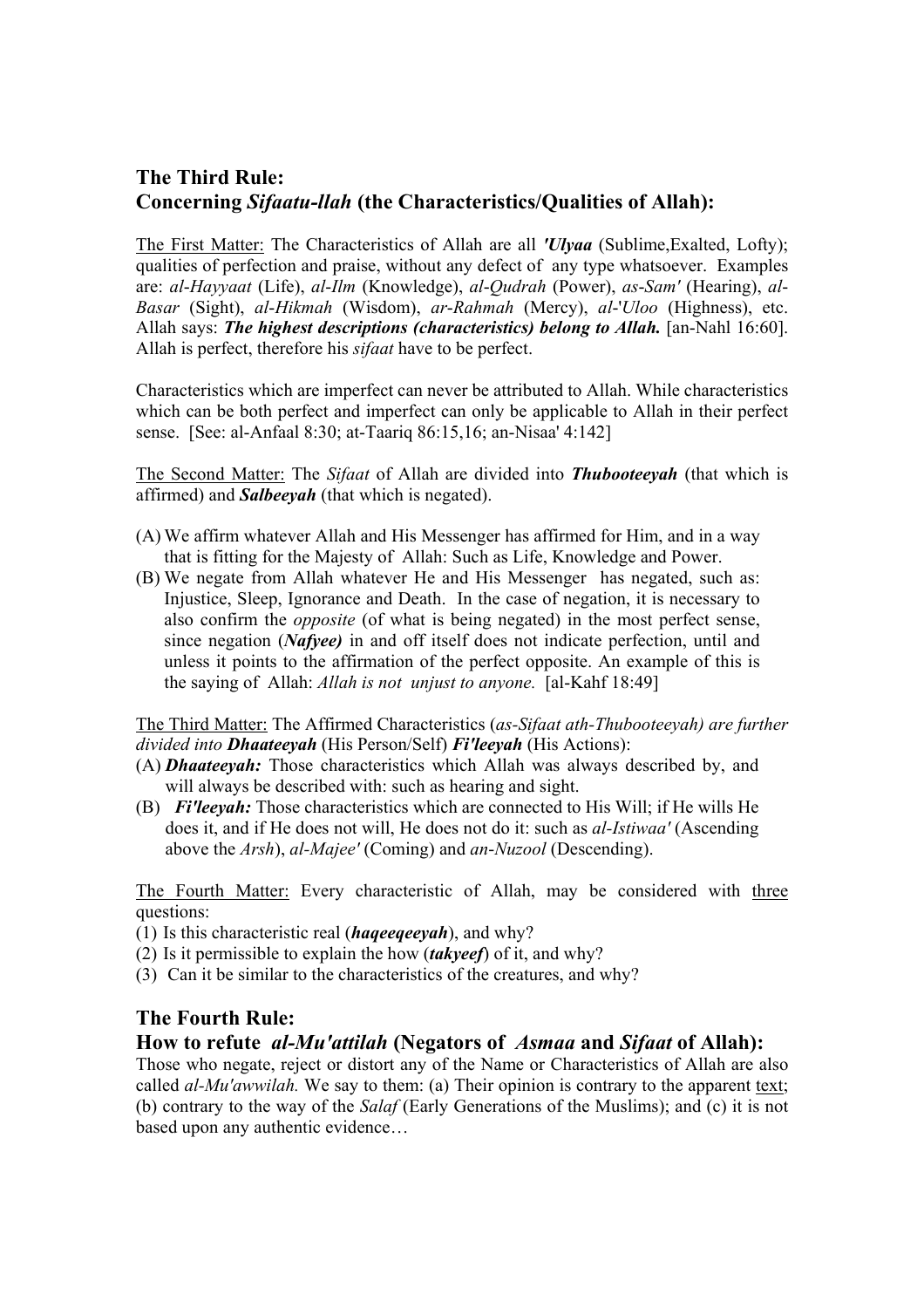## The Third Rule:
## Concerning *Sifaatu-llah* (the Characteristics/Qualities of Allah):

The First Matter: The Characteristics of Allah are all ***'Ulyaa*** (Sublime,Exalted, Lofty); qualities of perfection and praise, without any defect of any type whatsoever. Examples are: *al-Hayyaat* (Life), *al-Ilm* (Knowledge), *al-Qudrah* (Power), *as-Sam'* (Hearing), *al-Basar* (Sight), *al-Hikmah* (Wisdom), *ar-Rahmah* (Mercy), *al-'Uloo* (Highness), etc. Allah says: ***The highest descriptions (characteristics) belong to Allah.*** [an-Nahl 16:60]. Allah is perfect, therefore his *sifaat* have to be perfect.

Characteristics which are imperfect can never be attributed to Allah. While characteristics which can be both perfect and imperfect can only be applicable to Allah in their perfect sense. [See: al-Anfaal 8:30; at-Taariq 86:15,16; an-Nisaa' 4:142]

The Second Matter: The *Sifaat* of Allah are divided into ***Thubooteeyah*** (that which is affirmed) and ***Salbeeyah*** (that which is negated).

(A) We affirm whatever Allah and His Messenger has affirmed for Him, and in a way that is fitting for the Majesty of Allah: Such as Life, Knowledge and Power.
(B) We negate from Allah whatever He and His Messenger has negated, such as: Injustice, Sleep, Ignorance and Death. In the case of negation, it is necessary to also confirm the *opposite* (of what is being negated) in the most perfect sense, since negation (***Nafyee)*** in and off itself does not indicate perfection, until and unless it points to the affirmation of the perfect opposite. An example of this is the saying of Allah: *Allah is not unjust to anyone.* [al-Kahf 18:49]

The Third Matter: The Affirmed Characteristics (*as-Sifaat ath-Thubooteeyah) are further divided into* ***Dhaateeyah*** (His Person/Self) ***Fi'leeyah*** (His Actions):
(A) ***Dhaateeyah:*** Those characteristics which Allah was always described by, and will always be described with: such as hearing and sight.
(B) ***Fi'leeyah:*** Those characteristics which are connected to His Will; if He wills He does it, and if He does not will, He does not do it: such as *al-Istiwaa'* (Ascending above the *Arsh*), *al-Majee'* (Coming) and *an-Nuzool* (Descending).

The Fourth Matter: Every characteristic of Allah, may be considered with three questions:
(1) Is this characteristic real (***haqeeqeeyah***), and why?
(2) Is it permissible to explain the how (***takyeef***) of it, and why?
(3) Can it be similar to the characteristics of the creatures, and why?

## The Fourth Rule:
## How to refute *al-Mu'attilah* (Negators of *Asmaa* and *Sifaat* of Allah):

Those who negate, reject or distort any of the Name or Characteristics of Allah are also called *al-Mu'awwilah.* We say to them: (a) Their opinion is contrary to the apparent text; (b) contrary to the way of the *Salaf* (Early Generations of the Muslims); and (c) it is not based upon any authentic evidence…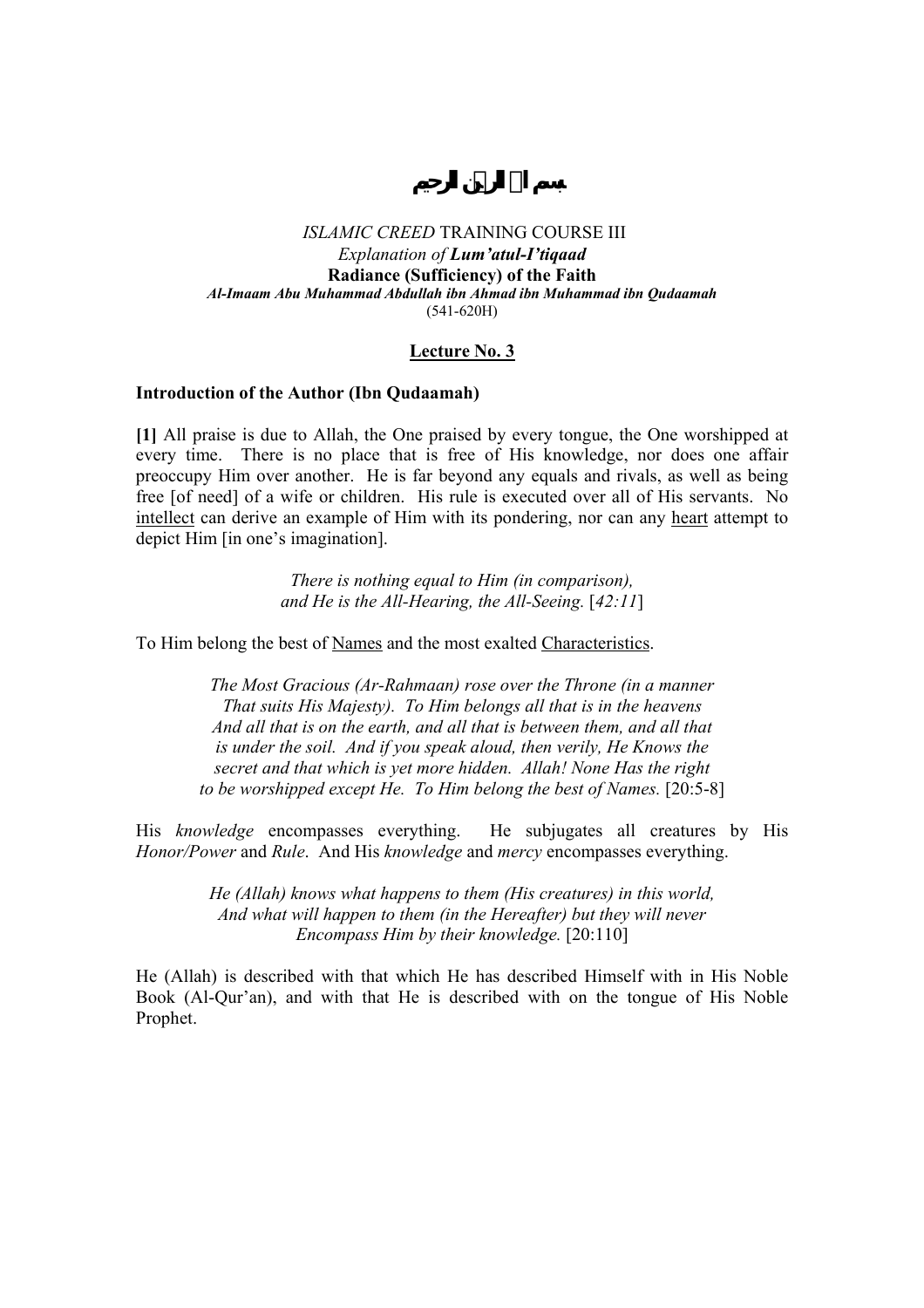بسم الله الرحمن الرحيم

*ISLAMIC CREED* TRAINING COURSE III
*Explanation of* ***Lum'atul-I'tiqaad***
**Radiance (Sufficiency) of the Faith**
***Al-Imaam Abu Muhammad Abdullah ibn Ahmad ibn Muhammad ibn Qudaamah***
(541-620H)

## Lecture No. 3

**Introduction of the Author (Ibn Qudaamah)**

**[1]** All praise is due to Allah, the One praised by every tongue, the One worshipped at every time. There is no place that is free of His knowledge, nor does one affair preoccupy Him over another. He is far beyond any equals and rivals, as well as being free [of need] of a wife or children. His rule is executed over all of His servants. No intellect can derive an example of Him with its pondering, nor can any heart attempt to depict Him [in one's imagination].

> *There is nothing equal to Him (in comparison),*
> *and He is the All-Hearing, the All-Seeing.* [*42:11*]

To Him belong the best of Names and the most exalted Characteristics.

> *The Most Gracious (Ar-Rahmaan) rose over the Throne (in a manner That suits His Majesty). To Him belongs all that is in the heavens And all that is on the earth, and all that is between them, and all that is under the soil. And if you speak aloud, then verily, He Knows the secret and that which is yet more hidden. Allah! None Has the right to be worshipped except He. To Him belong the best of Names.* [20:5-8]

His *knowledge* encompasses everything. He subjugates all creatures by His *Honor/Power* and *Rule*. And His *knowledge* and *mercy* encompasses everything.

> *He (Allah) knows what happens to them (His creatures) in this world, And what will happen to them (in the Hereafter) but they will never Encompass Him by their knowledge.* [20:110]

He (Allah) is described with that which He has described Himself with in His Noble Book (Al-Qur'an), and with that He is described with on the tongue of His Noble Prophet.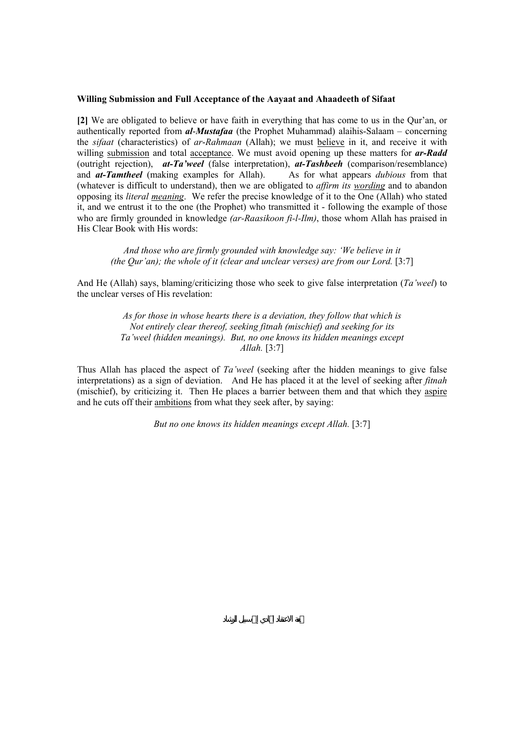**Willing Submission and Full Acceptance of the Aayaat and Ahaadeeth of Sifaat**

**[2]** We are obligated to believe or have faith in everything that has come to us in the Qur'an, or authentically reported from ***al-Mustafaa*** (the Prophet Muhammad) alaihis-Salaam – concerning the *sifaat* (characteristics) of *ar-Rahmaan* (Allah); we must believe in it, and receive it with willing submission and total acceptance. We must avoid opening up these matters for ***ar-Radd*** (outright rejection), ***at-Ta'weel*** (false interpretation), ***at-Tashbeeh*** (comparison/resemblance) and ***at-Tamtheel*** (making examples for Allah). As for what appears *dubious* from that (whatever is difficult to understand), then we are obligated to *affirm its wording* and to abandon opposing its *literal meaning*. We refer the precise knowledge of it to the One (Allah) who stated it, and we entrust it to the one (the Prophet) who transmitted it - following the example of those who are firmly grounded in knowledge *(ar-Raasikoon fi-l-Ilm)*, those whom Allah has praised in His Clear Book with His words:

> *And those who are firmly grounded with knowledge say: 'We believe in it (the Qur'an); the whole of it (clear and unclear verses) are from our Lord.* [3:7]

And He (Allah) says, blaming/criticizing those who seek to give false interpretation (*Ta'weel*) to the unclear verses of His revelation:

> *As for those in whose hearts there is a deviation, they follow that which is Not entirely clear thereof, seeking fitnah (mischief) and seeking for its Ta'weel (hidden meanings). But, no one knows its hidden meanings except Allah.* [3:7]

Thus Allah has placed the aspect of *Ta'weel* (seeking after the hidden meanings to give false interpretations) as a sign of deviation. And He has placed it at the level of seeking after *fitnah* (mischief), by criticizing it. Then He places a barrier between them and that which they aspire and he cuts off their ambitions from what they seek after, by saying:

> *But no one knows its hidden meanings except Allah.* [3:7]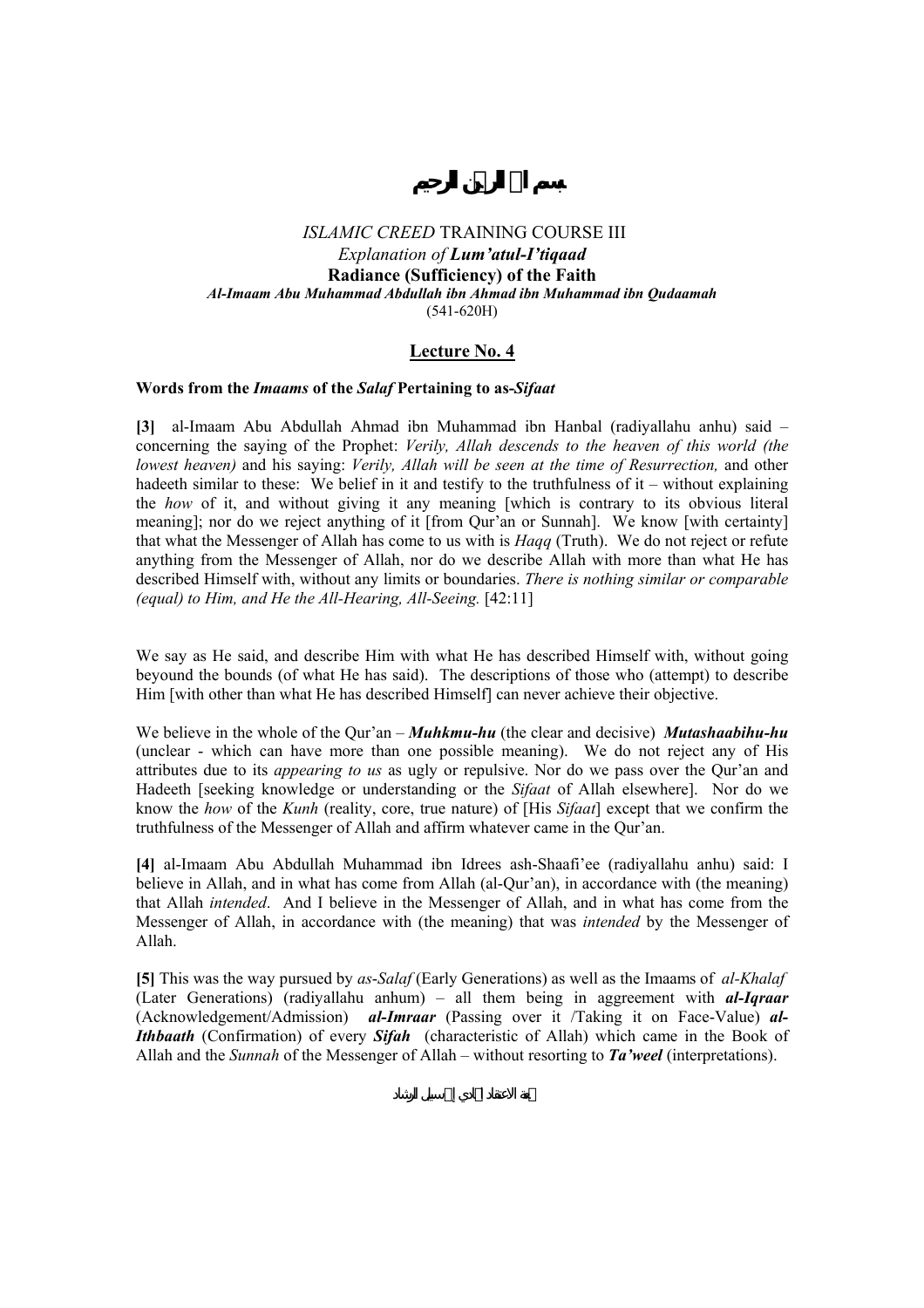# بسم الله الرحمن الرحيم

*ISLAMIC CREED* TRAINING COURSE III
*Explanation of **Lum'atul-I'tiqaad***
**Radiance (Sufficiency) of the Faith**
***Al-Imaam Abu Muhammad Abdullah ibn Ahmad ibn Muhammad ibn Qudaamah***
(541-620H)

## Lecture No. 4

**Words from the *Imaams* of the *Salaf* Pertaining to as-*Sifaat***

**[3]** al-Imaam Abu Abdullah Ahmad ibn Muhammad ibn Hanbal (radiyallahu anhu) said – concerning the saying of the Prophet: *Verily, Allah descends to the heaven of this world (the lowest heaven)* and his saying: *Verily, Allah will be seen at the time of Resurrection,* and other hadeeth similar to these: We belief in it and testify to the truthfulness of it – without explaining the *how* of it, and without giving it any meaning [which is contrary to its obvious literal meaning]; nor do we reject anything of it [from Qur'an or Sunnah]. We know [with certainty] that what the Messenger of Allah has come to us with is *Haqq* (Truth). We do not reject or refute anything from the Messenger of Allah, nor do we describe Allah with more than what He has described Himself with, without any limits or boundaries. *There is nothing similar or comparable (equal) to Him, and He the All-Hearing, All-Seeing.* [42:11]

We say as He said, and describe Him with what He has described Himself with, without going beyound the bounds (of what He has said). The descriptions of those who (attempt) to describe Him [with other than what He has described Himself] can never achieve their objective.

We believe in the whole of the Qur'an – ***Muhkmu-hu*** (the clear and decisive) ***Mutashaabihu-hu*** (unclear - which can have more than one possible meaning). We do not reject any of His attributes due to its *appearing to us* as ugly or repulsive. Nor do we pass over the Qur'an and Hadeeth [seeking knowledge or understanding or the *Sifaat* of Allah elsewhere]. Nor do we know the *how* of the *Kunh* (reality, core, true nature) of [His *Sifaat*] except that we confirm the truthfulness of the Messenger of Allah and affirm whatever came in the Qur'an.

**[4]** al-Imaam Abu Abdullah Muhammad ibn Idrees ash-Shaafi'ee (radiyallahu anhu) said: I believe in Allah, and in what has come from Allah (al-Qur'an), in accordance with (the meaning) that Allah *intended*. And I believe in the Messenger of Allah, and in what has come from the Messenger of Allah, in accordance with (the meaning) that was *intended* by the Messenger of Allah.

**[5]** This was the way pursued by *as-Salaf* (Early Generations) as well as the Imaams of *al-Khalaf* (Later Generations) (radiyallahu anhum) – all them being in aggreement with ***al-Iqraar*** (Acknowledgement/Admission) ***al-Imraar*** (Passing over it /Taking it on Face-Value) ***al-Ithbaath*** (Confirmation) of every ***Sifah*** (characteristic of Allah) which came in the Book of Allah and the *Sunnah* of the Messenger of Allah – without resorting to ***Ta'weel*** (interpretations).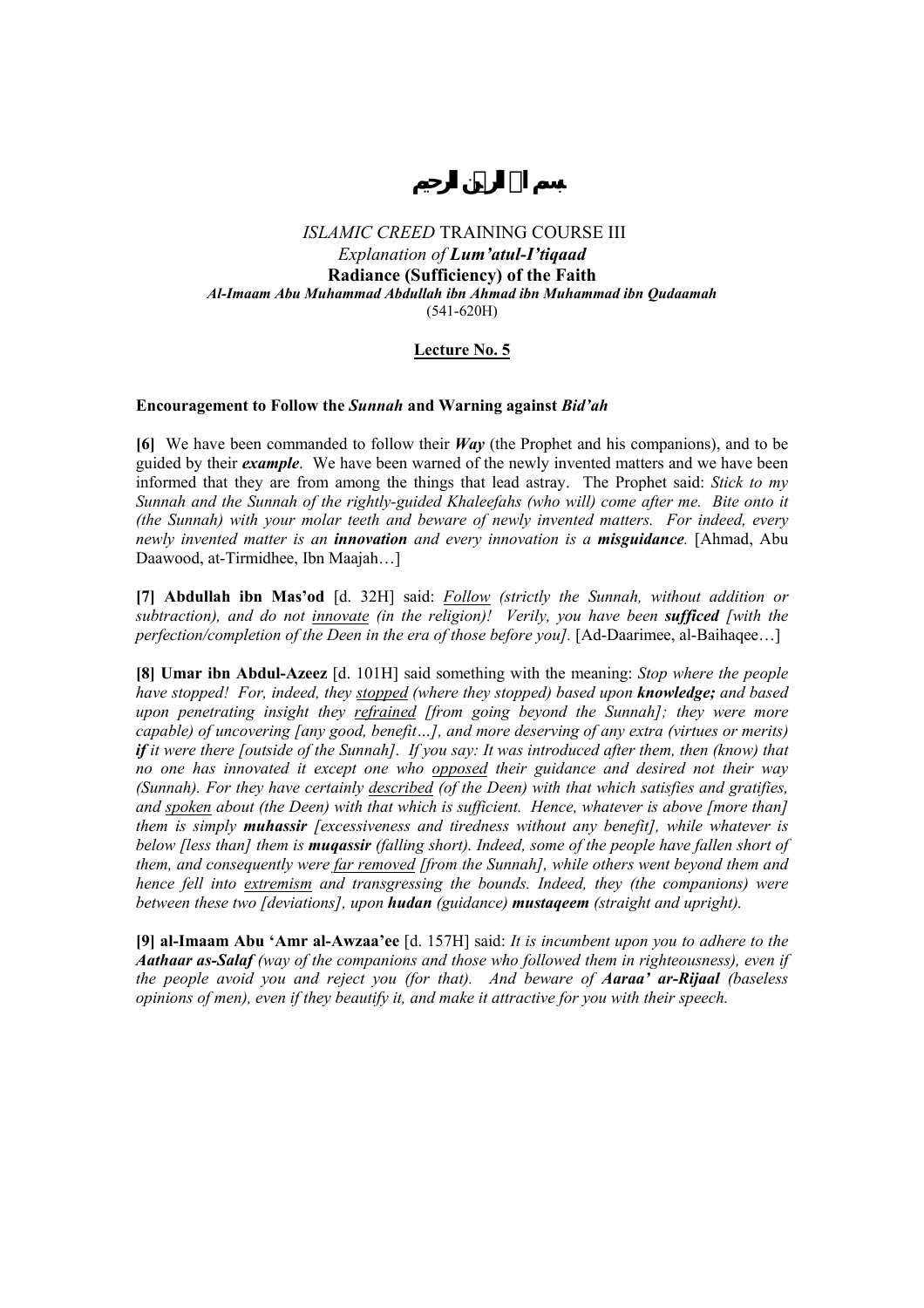بسم الله الرحمن الرحيم

*ISLAMIC CREED* TRAINING COURSE III
*Explanation of **Lum'atul-I'tiqaad***
**Radiance (Sufficiency) of the Faith**
***Al-Imaam Abu Muhammad Abdullah ibn Ahmad ibn Muhammad ibn Qudaamah***
(541-620H)

**Lecture No. 5**

**Encouragement to Follow the *Sunnah* and Warning against *Bid'ah***

**[6]** We have been commanded to follow their ***Way*** (the Prophet and his companions), and to be guided by their ***example***. We have been warned of the newly invented matters and we have been informed that they are from among the things that lead astray. The Prophet said: *Stick to my Sunnah and the Sunnah of the rightly-guided Khaleefahs (who will) come after me. Bite onto it (the Sunnah) with your molar teeth and beware of newly invented matters. For indeed, every newly invented matter is an **innovation** and every innovation is a **misguidance**.* [Ahmad, Abu Daawood, at-Tirmidhee, Ibn Maajah…]

**[7] Abdullah ibn Mas'od** [d. 32H] said: *<u>Follow</u> (strictly the Sunnah, without addition or subtraction), and do not <u>innovate</u> (in the religion)! Verily, you have been **sufficed** [with the perfection/completion of the Deen in the era of those before you].* [Ad-Daarimee, al-Baihaqee…]

**[8] Umar ibn Abdul-Azeez** [d. 101H] said something with the meaning: *Stop where the people have stopped! For, indeed, they <u>stopped</u> (where they stopped) based upon **knowledge;** and based upon penetrating insight they <u>refrained</u> [from going beyond the Sunnah]; they were more capable) of uncovering [any good, benefit…], and more deserving of any extra (virtues or merits) **if** it were there [outside of the Sunnah]. If you say: It was introduced after them, then (know) that no one has innovated it except one who <u>opposed</u> their guidance and desired not their way (Sunnah). For they have certainly <u>described</u> (of the Deen) with that which satisfies and gratifies, and <u>spoken</u> about (the Deen) with that which is sufficient. Hence, whatever is above [more than] them is simply **muhassir** [excessiveness and tiredness without any benefit], while whatever is below [less than] them is **muqassir** (falling short). Indeed, some of the people have fallen short of them, and consequently were <u>far removed</u> [from the Sunnah], while others went beyond them and hence fell into <u>extremism</u> and transgressing the bounds. Indeed, they (the companions) were between these two [deviations], upon **hudan** (guidance) **mustaqeem** (straight and upright).*

**[9] al-Imaam Abu 'Amr al-Awzaa'ee** [d. 157H] said: *It is incumbent upon you to adhere to the **Aathaar as-Salaf** (way of the companions and those who followed them in righteousness), even if the people avoid you and reject you (for that). And beware of **Aaraa' ar-Rijaal** (baseless opinions of men), even if they beautify it, and make it attractive for you with their speech.*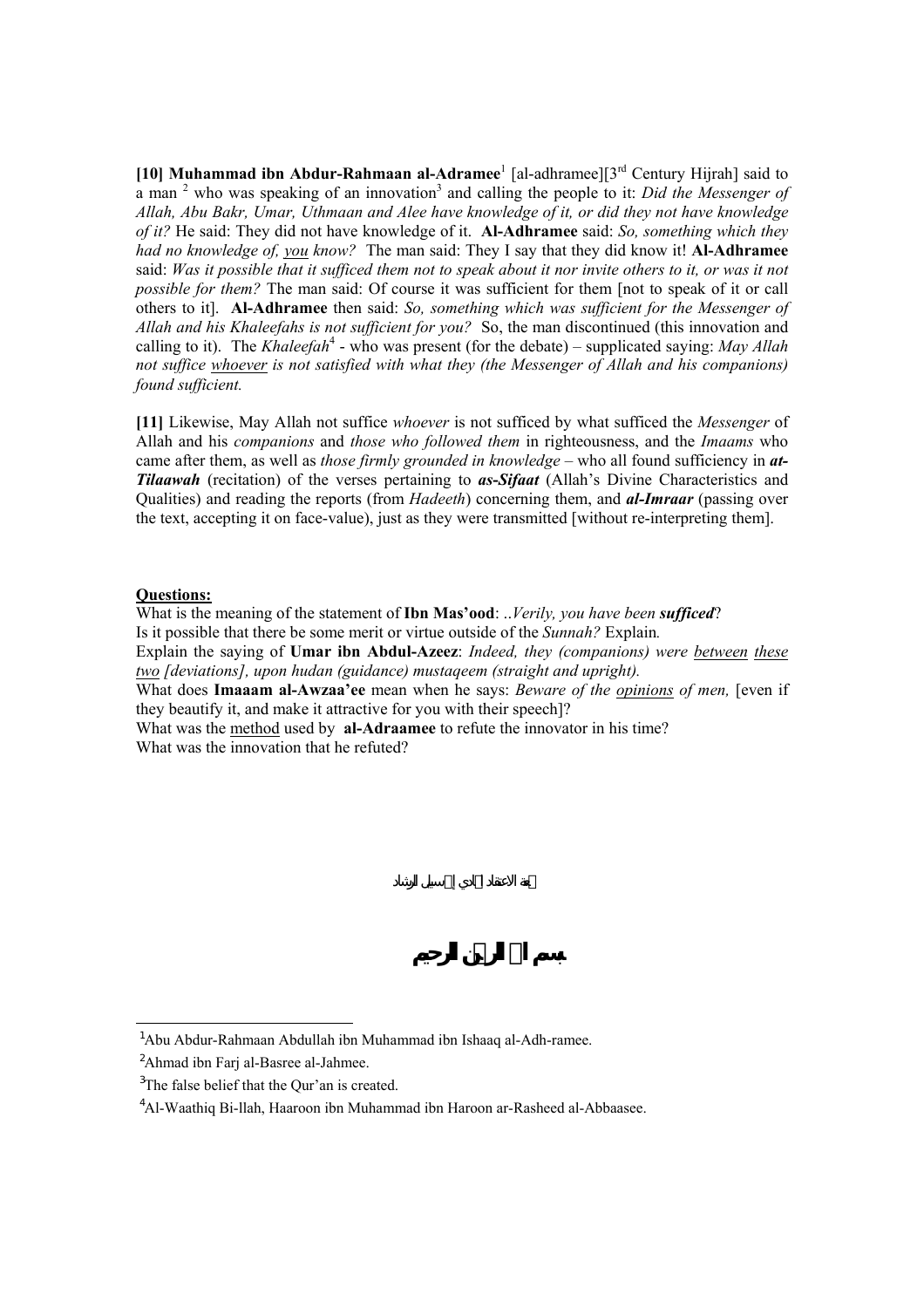**[10] Muhammad ibn Abdur-Rahmaan al-Adramee**[1] [al-adhramee][3rd Century Hijrah] said to a man [2] who was speaking of an innovation[3] and calling the people to it: *Did the Messenger of Allah, Abu Bakr, Umar, Uthmaan and Alee have knowledge of it, or did they not have knowledge of it?* He said: They did not have knowledge of it. **Al-Adhramee** said: *So, something which they had no knowledge of, you know?* The man said: They I say that they did know it! **Al-Adhramee** said: *Was it possible that it sufficed them not to speak about it nor invite others to it, or was it not possible for them?* The man said: Of course it was sufficient for them [not to speak of it or call others to it]. **Al-Adhramee** then said: *So, something which was sufficient for the Messenger of Allah and his Khaleefahs is not sufficient for you?* So, the man discontinued (this innovation and calling to it). The *Khaleefah*[4] - who was present (for the debate) – supplicated saying: *May Allah not suffice whoever is not satisfied with what they (the Messenger of Allah and his companions) found sufficient.*

**[11]** Likewise, May Allah not suffice *whoever* is not sufficed by what sufficed the *Messenger* of Allah and his *companions* and *those who followed them* in righteousness, and the *Imaams* who came after them, as well as *those firmly grounded in knowledge* – who all found sufficiency in ***at-Tilaawah*** (recitation) of the verses pertaining to ***as-Sifaat*** (Allah's Divine Characteristics and Qualities) and reading the reports (from *Hadeeth*) concerning them, and ***al-Imraar*** (passing over the text, accepting it on face-value), just as they were transmitted [without re-interpreting them].

**Questions:**

What is the meaning of the statement of **Ibn Mas'ood**: ..*Verily, you have been* ***sufficed***?

Is it possible that there be some merit or virtue outside of the *Sunnah?* Explain.

Explain the saying of **Umar ibn Abdul-Azeez**: *Indeed, they (companions) were between these two [deviations], upon hudan (guidance) mustaqeem (straight and upright).*

What does **Imaaam al-Awzaa'ee** mean when he says: *Beware of the opinions of men,* [even if they beautify it, and make it attractive for you with their speech]?

What was the method used by **al-Adraamee** to refute the innovator in his time?

What was the innovation that he refuted?

لمعة الاعتقاد الهادي إلى سبيل الرشاد

**بسم الله الرحمن الرحيم**

---

[1] Abu Abdur-Rahmaan Abdullah ibn Muhammad ibn Ishaaq al-Adh-ramee.

[2] Ahmad ibn Farj al-Basree al-Jahmee.

[3] The false belief that the Qur'an is created.

[4] Al-Waathiq Bi-llah, Haaroon ibn Muhammad ibn Haroon ar-Rasheed al-Abbaasee.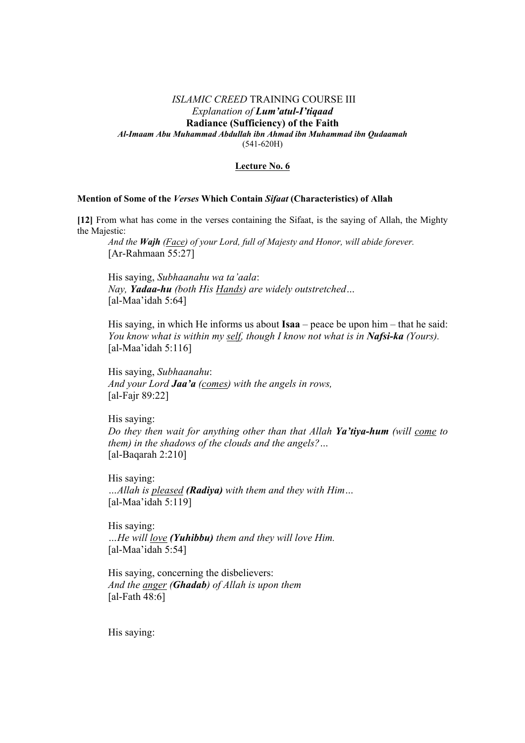*ISLAMIC CREED* TRAINING COURSE III
*Explanation of **Lum'atul-I'tiqaad***
**Radiance (Sufficiency) of the Faith**
***Al-Imaam Abu Muhammad Abdullah ibn Ahmad ibn Muhammad ibn Qudaamah***
(541-620H)

**Lecture No. 6**

#### Mention of Some of the *Verses* Which Contain *Sifaat* (Characteristics) of Allah

**[12]** From what has come in the verses containing the Sifaat, is the saying of Allah, the Mighty the Majestic:

> *And the **Wajh** (Face) of your Lord, full of Majesty and Honor, will abide forever.*
> [Ar-Rahmaan 55:27]
>
> His saying, *Subhaanahu wa ta'aala*:
> *Nay, **Yadaa-hu** (both His Hands) are widely outstretched…*
> [al-Maa'idah 5:64]
>
> His saying, in which He informs us about **Isaa** – peace be upon him – that he said:
> *You know what is within my self, though I know not what is in **Nafsi-ka** (Yours).*
> [al-Maa'idah 5:116]
>
> His saying, *Subhaanahu*:
> *And your Lord **Jaa'a** (comes) with the angels in rows,*
> [al-Fajr 89:22]
>
> His saying:
> *Do they then wait for anything other than that Allah **Ya'tiya-hum** (will come to them) in the shadows of the clouds and the angels?…*
> [al-Baqarah 2:210]
>
> His saying:
> *…Allah is pleased **(Radiya)** with them and they with Him…*
> [al-Maa'idah 5:119]
>
> His saying:
> *…He will love **(Yuhibbu)** them and they will love Him.*
> [al-Maa'idah 5:54]
>
> His saying, concerning the disbelievers:
> *And the anger **(Ghadab)** of Allah is upon them*
> [al-Fath 48:6]
>
> His saying: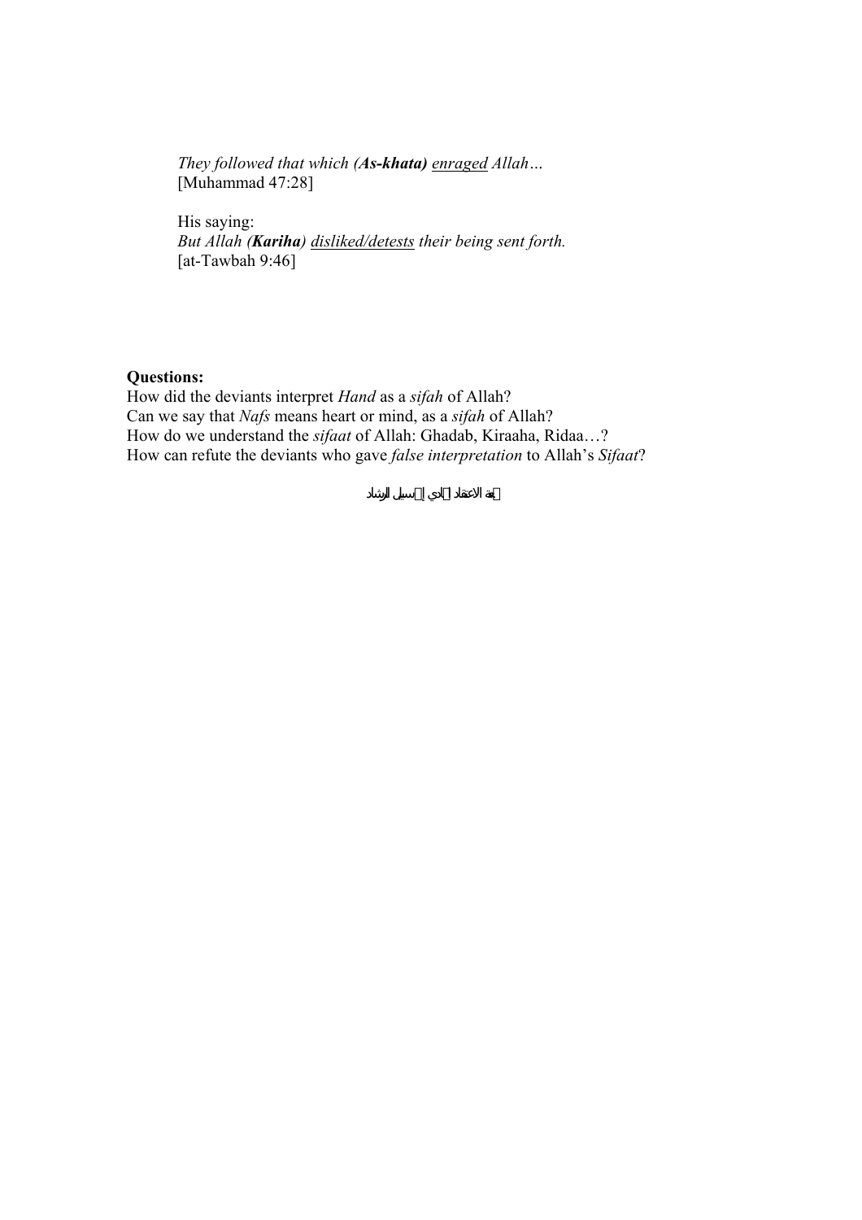*They followed that which (**As-khata)** enraged Allah…*
[Muhammad 47:28]

His saying:
*But Allah (**Kariha**) disliked/detests their being sent forth.*
[at-Tawbah 9:46]

**Questions:**

How did the deviants interpret *Hand* as a *sifah* of Allah?
Can we say that *Nafs* means heart or mind, as a *sifah* of Allah?
How do we understand the *sifaat* of Allah: Ghadab, Kiraaha, Ridaa…?
How can refute the deviants who gave *false interpretation* to Allah's *Sifaat*?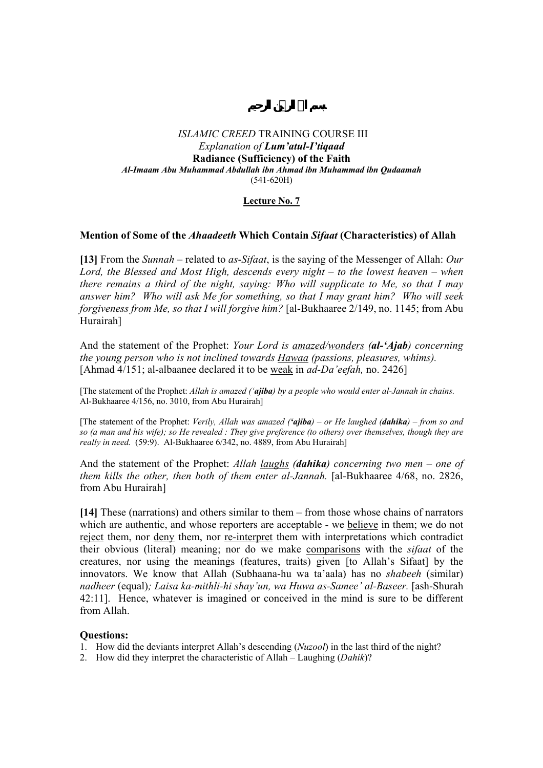بسم الله الرحمن الرحيم

*ISLAMIC CREED* TRAINING COURSE III
*Explanation of* ***Lum'atul-I'tiqaad***
**Radiance (Sufficiency) of the Faith**
***Al-Imaam Abu Muhammad Abdullah ibn Ahmad ibn Muhammad ibn Qudaamah***
(541-620H)

**Lecture No. 7**

## Mention of Some of the *Ahaadeeth* Which Contain *Sifaat* (Characteristics) of Allah

**[13]** From the *Sunnah* – related to *as-Sifaat*, is the saying of the Messenger of Allah: *Our Lord, the Blessed and Most High, descends every night – to the lowest heaven – when there remains a third of the night, saying: Who will supplicate to Me, so that I may answer him? Who will ask Me for something, so that I may grant him? Who will seek forgiveness from Me, so that I will forgive him?* [al-Bukhaaree 2/149, no. 1145; from Abu Hurairah]

And the statement of the Prophet: *Your Lord is amazed/wonders* ***(al-'Ajab)*** *concerning the young person who is not inclined towards Hawaa (passions, pleasures, whims).* [Ahmad 4/151; al-albaanee declared it to be weak in *ad-Da'eefah,* no. 2426]

[The statement of the Prophet: *Allah is amazed ('**ajiba**) by a people who would enter al-Jannah in chains.* Al-Bukhaaree 4/156, no. 3010, from Abu Hurairah]

[The statement of the Prophet: *Verily, Allah was amazed ('**ajiba**) – or He laughed (**dahika**) – from so and so (a man and his wife); so He revealed : They give preference (to others) over themselves, though they are really in need.* (59:9). Al-Bukhaaree 6/342, no. 4889, from Abu Hurairah]

And the statement of the Prophet: *Allah laughs* ***(dahika)*** *concerning two men – one of them kills the other, then both of them enter al-Jannah.* [al-Bukhaaree 4/68, no. 2826, from Abu Hurairah]

**[14]** These (narrations) and others similar to them – from those whose chains of narrators which are authentic, and whose reporters are acceptable - we believe in them; we do not reject them, nor deny them, nor re-interpret them with interpretations which contradict their obvious (literal) meaning; nor do we make comparisons with the *sifaat* of the creatures, nor using the meanings (features, traits) given [to Allah's Sifaat] by the innovators. We know that Allah (Subhaana-hu wa ta'aala) has no *shabeeh* (similar) *nadheer* (equal)*; Laisa ka-mithli-hi shay'un, wa Huwa as-Samee' al-Baseer.* [ash-Shurah 42:11]. Hence, whatever is imagined or conceived in the mind is sure to be different from Allah.

**Questions:**

1. How did the deviants interpret Allah's descending (*Nuzool*) in the last third of the night?
2. How did they interpret the characteristic of Allah – Laughing (*Dahik*)?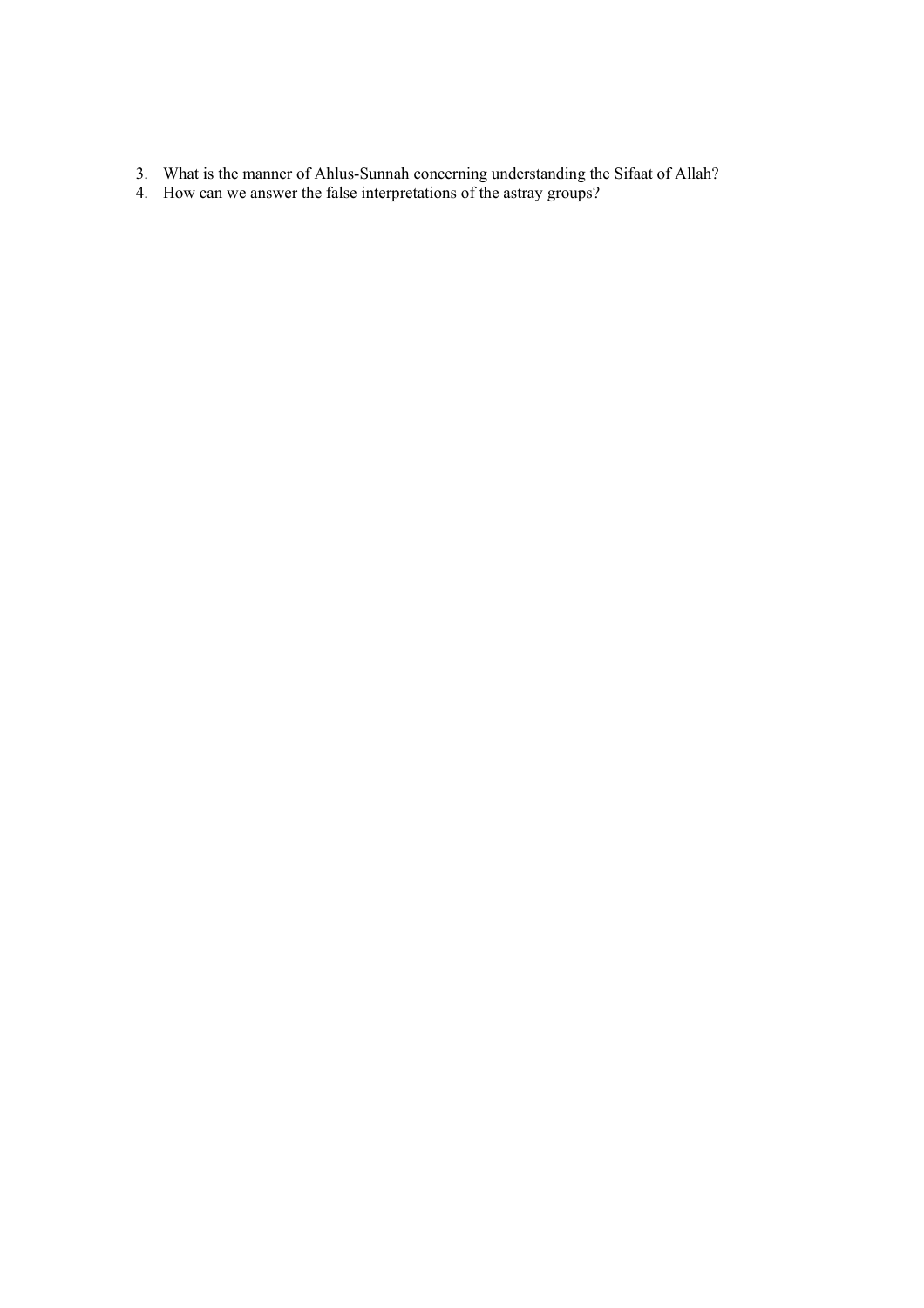3. What is the manner of Ahlus-Sunnah concerning understanding the Sifaat of Allah?
4. How can we answer the false interpretations of the astray groups?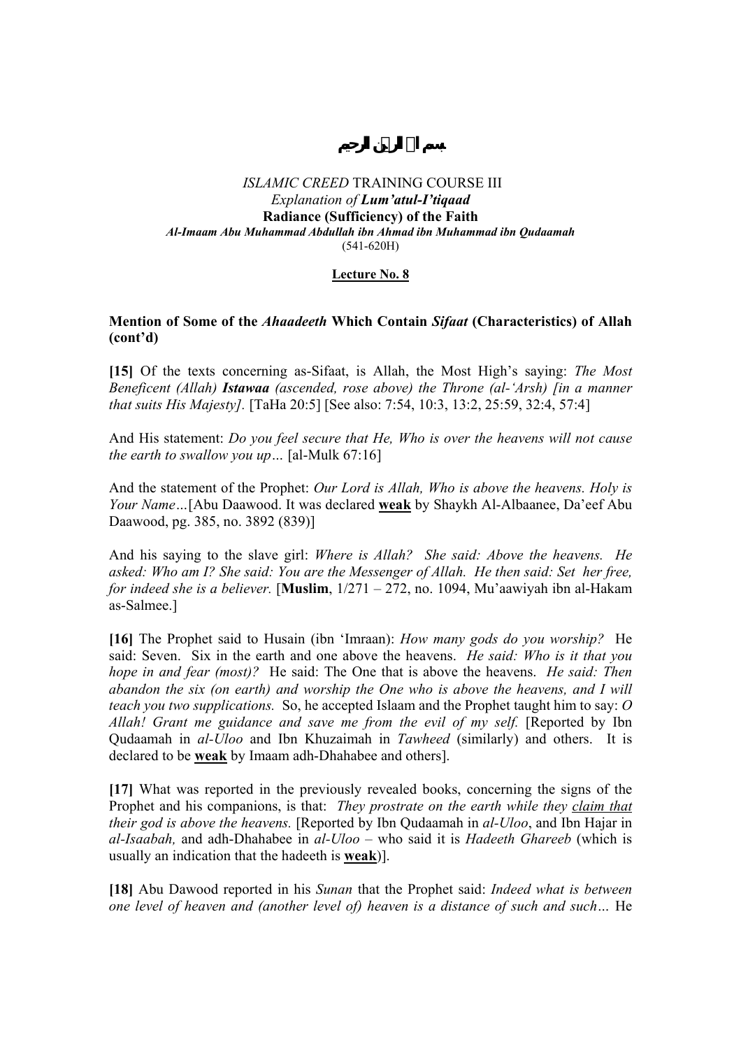بسم الله الرحمن الرحيم

*ISLAMIC CREED* TRAINING COURSE III
*Explanation of **Lum'atul-I'tiqaad***
**Radiance (Sufficiency) of the Faith**
***Al-Imaam Abu Muhammad Abdullah ibn Ahmad ibn Muhammad ibn Qudaamah***
(541-620H)

**Lecture No. 8**

### Mention of Some of the *Ahaadeeth* Which Contain *Sifaat* (Characteristics) of Allah (cont'd)

**[15]** Of the texts concerning as-Sifaat, is Allah, the Most High's saying: *The Most Beneficent (Allah)* ***Istawaa*** *(ascended, rose above) the Throne (al-'Arsh) [in a manner that suits His Majesty].* [TaHa 20:5] [See also: 7:54, 10:3, 13:2, 25:59, 32:4, 57:4]

And His statement: *Do you feel secure that He, Who is over the heavens will not cause the earth to swallow you up…* [al-Mulk 67:16]

And the statement of the Prophet: *Our Lord is Allah, Who is above the heavens. Holy is Your Name…*[Abu Daawood. It was declared **weak** by Shaykh Al-Albaanee, Da'eef Abu Daawood, pg. 385, no. 3892 (839)]

And his saying to the slave girl: *Where is Allah? She said: Above the heavens. He asked: Who am I? She said: You are the Messenger of Allah. He then said: Set her free, for indeed she is a believer.* [**Muslim**, 1/271 – 272, no. 1094, Mu'aawiyah ibn al-Hakam as-Salmee.]

**[16]** The Prophet said to Husain (ibn 'Imraan): *How many gods do you worship?* He said: Seven. Six in the earth and one above the heavens. *He said: Who is it that you hope in and fear (most)?* He said: The One that is above the heavens. *He said: Then abandon the six (on earth) and worship the One who is above the heavens, and I will teach you two supplications.* So, he accepted Islaam and the Prophet taught him to say: *O Allah! Grant me guidance and save me from the evil of my self.* [Reported by Ibn Qudaamah in *al-Uloo* and Ibn Khuzaimah in *Tawheed* (similarly) and others. It is declared to be **weak** by Imaam adh-Dhahabee and others].

**[17]** What was reported in the previously revealed books, concerning the signs of the Prophet and his companions, is that: *They prostrate on the earth while they claim that their god is above the heavens.* [Reported by Ibn Qudaamah in *al-Uloo*, and Ibn Hajar in *al-Isaabah,* and adh-Dhahabee in *al-Uloo* – who said it is *Hadeeth Ghareeb* (which is usually an indication that the hadeeth is **weak**)].

**[18]** Abu Dawood reported in his *Sunan* that the Prophet said: *Indeed what is between one level of heaven and (another level of) heaven is a distance of such and such…* He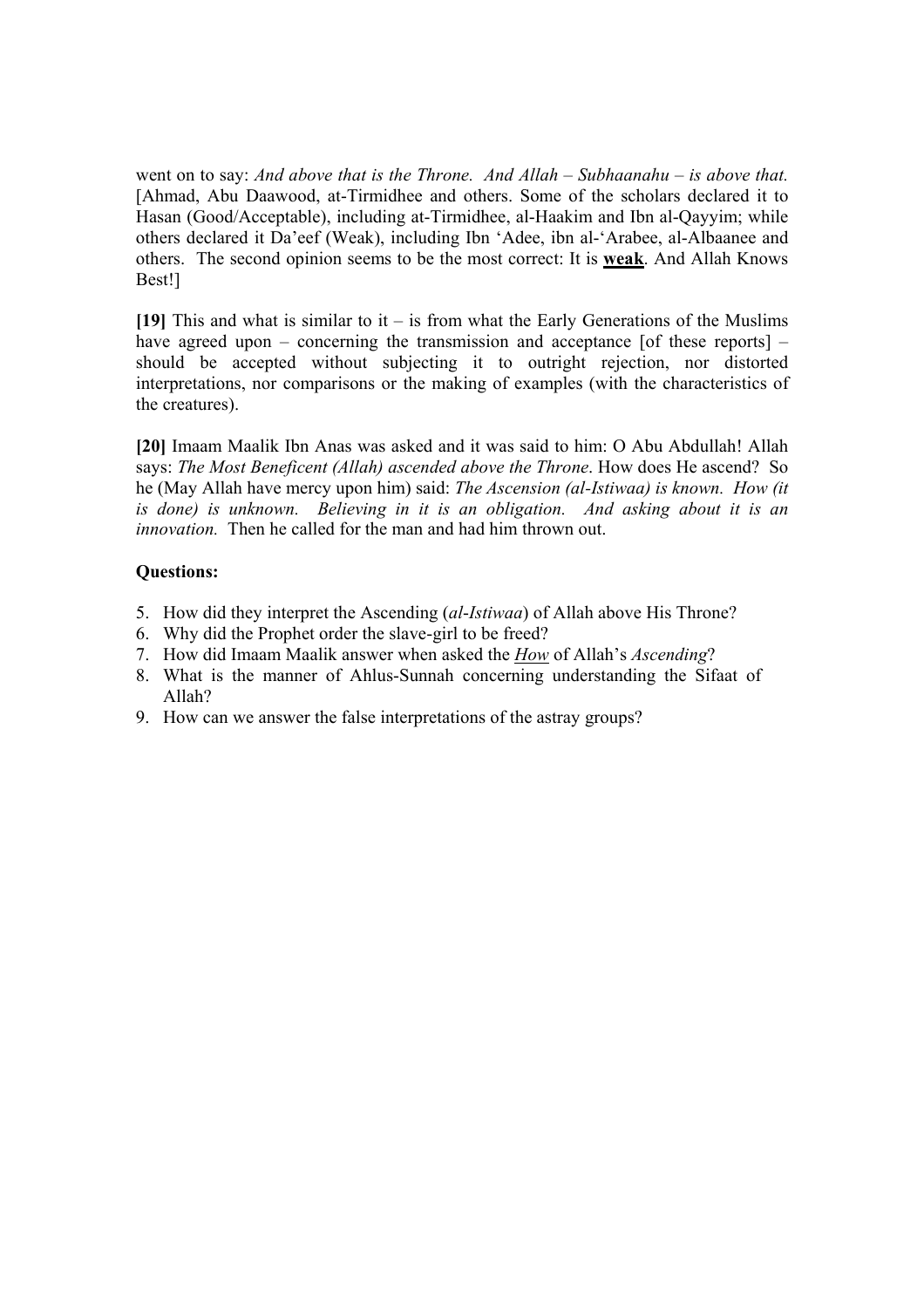went on to say: *And above that is the Throne. And Allah – Subhaanahu – is above that.* [Ahmad, Abu Daawood, at-Tirmidhee and others. Some of the scholars declared it to Hasan (Good/Acceptable), including at-Tirmidhee, al-Haakim and Ibn al-Qayyim; while others declared it Da'eef (Weak), including Ibn 'Adee, ibn al-'Arabee, al-Albaanee and others. The second opinion seems to be the most correct: It is **weak**. And Allah Knows Best!]

**[19]** This and what is similar to it – is from what the Early Generations of the Muslims have agreed upon – concerning the transmission and acceptance [of these reports] – should be accepted without subjecting it to outright rejection, nor distorted interpretations, nor comparisons or the making of examples (with the characteristics of the creatures).

**[20]** Imaam Maalik Ibn Anas was asked and it was said to him: O Abu Abdullah! Allah says: *The Most Beneficent (Allah) ascended above the Throne*. How does He ascend? So he (May Allah have mercy upon him) said: *The Ascension (al-Istiwaa) is known. How (it is done) is unknown. Believing in it is an obligation. And asking about it is an innovation.* Then he called for the man and had him thrown out.

**Questions:**

5. How did they interpret the Ascending (*al-Istiwaa*) of Allah above His Throne?
6. Why did the Prophet order the slave-girl to be freed?
7. How did Imaam Maalik answer when asked the ***How*** of Allah's *Ascending*?
8. What is the manner of Ahlus-Sunnah concerning understanding the Sifaat of Allah?
9. How can we answer the false interpretations of the astray groups?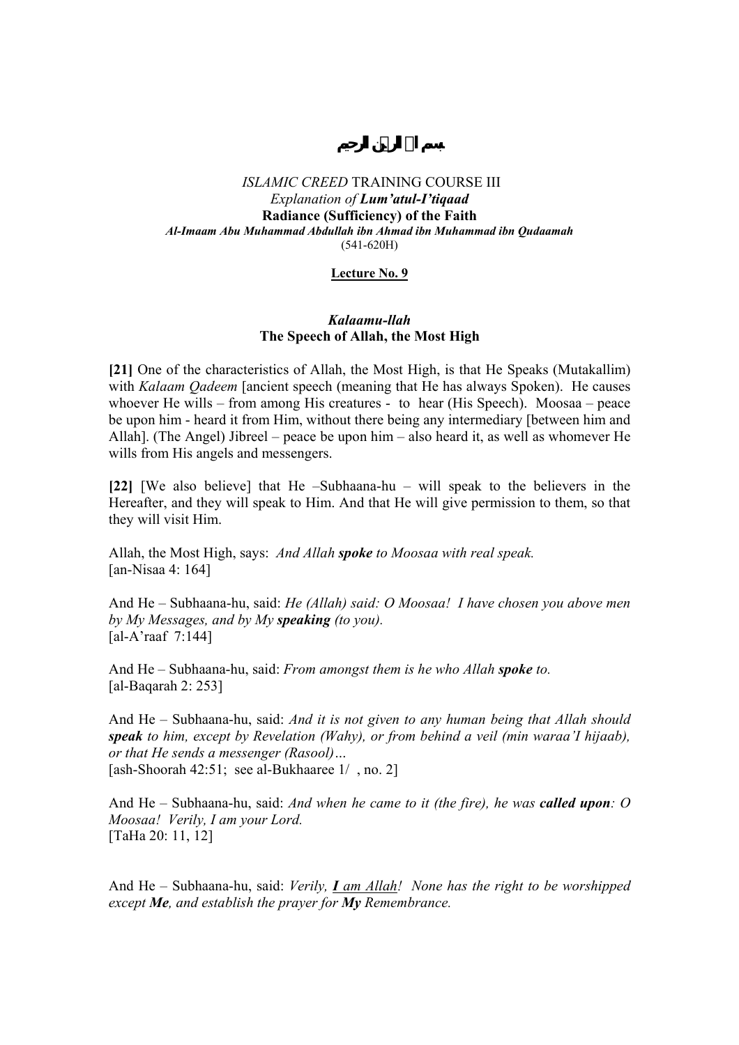بسم الله الرحمن الرحيم

*ISLAMIC CREED* TRAINING COURSE III
*Explanation of **Lum'atul-I'tiqaad***
**Radiance (Sufficiency) of the Faith**
***Al-Imaam Abu Muhammad Abdullah ibn Ahmad ibn Muhammad ibn Qudaamah***
(541-620H)

**Lecture No. 9**

## ***Kalaamu-llah***
## **The Speech of Allah, the Most High**

**[21]** One of the characteristics of Allah, the Most High, is that He Speaks (Mutakallim) with *Kalaam Qadeem* [ancient speech (meaning that He has always Spoken). He causes whoever He wills – from among His creatures - to hear (His Speech). Moosaa – peace be upon him - heard it from Him, without there being any intermediary [between him and Allah]. (The Angel) Jibreel – peace be upon him – also heard it, as well as whomever He wills from His angels and messengers.

**[22]** [We also believe] that He –Subhaana-hu – will speak to the believers in the Hereafter, and they will speak to Him. And that He will give permission to them, so that they will visit Him.

Allah, the Most High, says: *And Allah **spoke** to Moosaa with real speak.*
[an-Nisaa 4: 164]

And He – Subhaana-hu, said: *He (Allah) said: O Moosaa! I have chosen you above men by My Messages, and by My **speaking** (to you).*
[al-A'raaf 7:144]

And He – Subhaana-hu, said: *From amongst them is he who Allah **spoke** to.*
[al-Baqarah 2: 253]

And He – Subhaana-hu, said: *And it is not given to any human being that Allah should **speak** to him, except by Revelation (Wahy), or from behind a veil (min waraa'I hijaab), or that He sends a messenger (Rasool)…*
[ash-Shoorah 42:51; see al-Bukhaaree 1/ , no. 2]

And He – Subhaana-hu, said: *And when he came to it (the fire), he was **called upon**: O Moosaa! Verily, I am your Lord.*
[TaHa 20: 11, 12]

And He – Subhaana-hu, said: *Verily, **<u>I</u>** <u>am Allah</u>! None has the right to be worshipped except **Me**, and establish the prayer for **My** Remembrance.*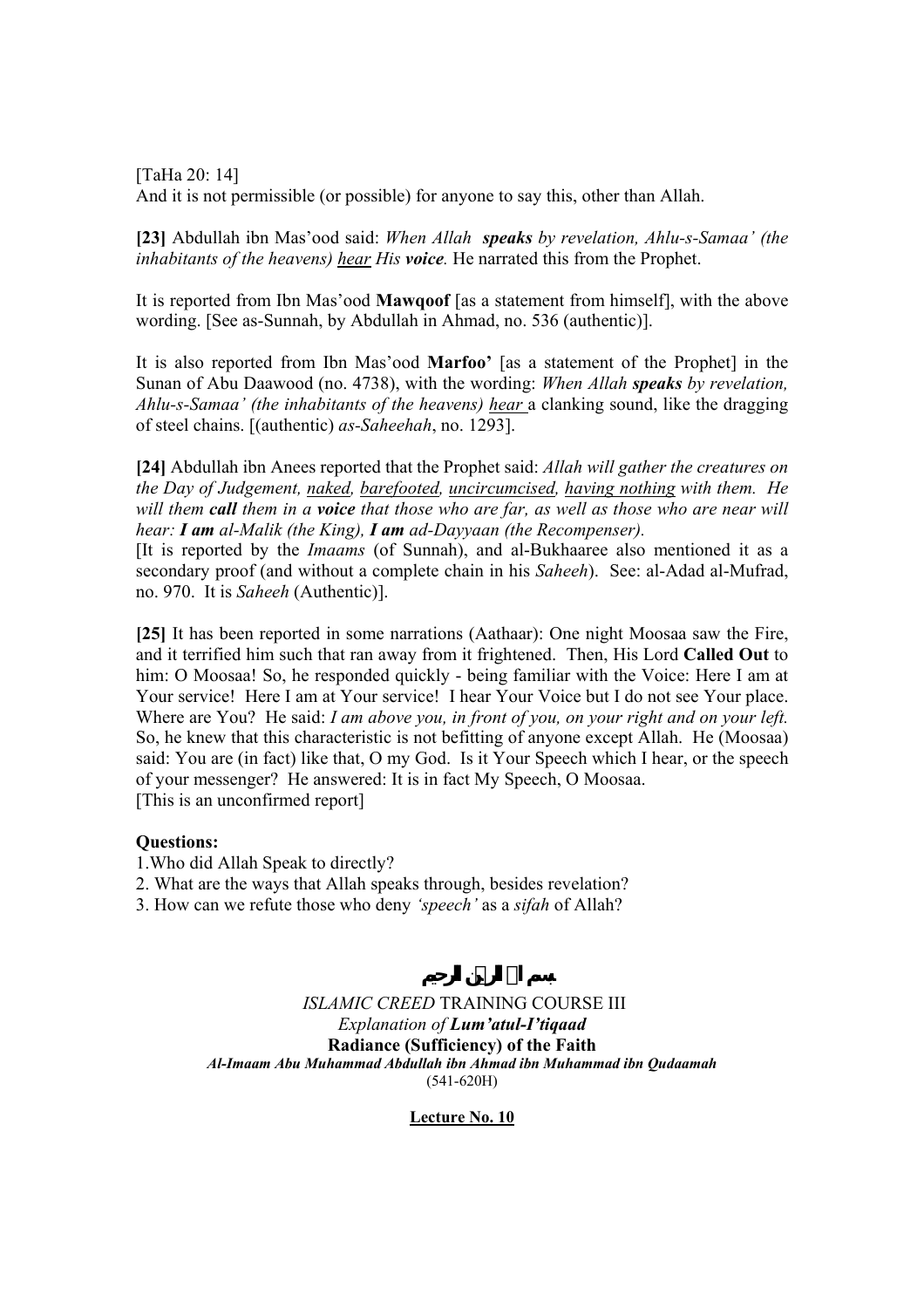[TaHa 20: 14]
And it is not permissible (or possible) for anyone to say this, other than Allah.

**[23]** Abdullah ibn Mas'ood said: *When Allah **speaks** by revelation, Ahlu-s-Samaa' (the inhabitants of the heavens) <u>hear</u> His **voice**.* He narrated this from the Prophet.

It is reported from Ibn Mas'ood **Mawqoof** [as a statement from himself], with the above wording. [See as-Sunnah, by Abdullah in Ahmad, no. 536 (authentic)].

It is also reported from Ibn Mas'ood **Marfoo'** [as a statement of the Prophet] in the Sunan of Abu Daawood (no. 4738), with the wording: *When Allah **speaks** by revelation, Ahlu-s-Samaa' (the inhabitants of the heavens) <u>hear</u>* a clanking sound, like the dragging of steel chains. [(authentic) *as-Saheehah*, no. 1293].

**[24]** Abdullah ibn Anees reported that the Prophet said: *Allah will gather the creatures on the Day of Judgement, <u>naked</u>, <u>barefooted</u>, <u>uncircumcised</u>, <u>having nothing</u> with them. He will them **call** them in a **voice** that those who are far, as well as those who are near will hear: **I am** al-Malik (the King), **I am** ad-Dayyaan (the Recompenser).*
[It is reported by the *Imaams* (of Sunnah), and al-Bukhaaree also mentioned it as a secondary proof (and without a complete chain in his *Saheeh*). See: al-Adad al-Mufrad, no. 970. It is *Saheeh* (Authentic)].

**[25]** It has been reported in some narrations (Aathaar): One night Moosaa saw the Fire, and it terrified him such that ran away from it frightened. Then, His Lord **Called Out** to him: O Moosaa! So, he responded quickly - being familiar with the Voice: Here I am at Your service! Here I am at Your service! I hear Your Voice but I do not see Your place. Where are You? He said: *I am above you, in front of you, on your right and on your left.* So, he knew that this characteristic is not befitting of anyone except Allah. He (Moosaa) said: You are (in fact) like that, O my God. Is it Your Speech which I hear, or the speech of your messenger? He answered: It is in fact My Speech, O Moosaa.
[This is an unconfirmed report]

**Questions:**

1. Who did Allah Speak to directly?
2. What are the ways that Allah speaks through, besides revelation?
3. How can we refute those who deny *'speech'* as a *sifah* of Allah?

بسم الله الرحمن الرحيم

*ISLAMIC CREED* TRAINING COURSE III
*Explanation of **Lum'atul-I'tiqaad***
**Radiance (Sufficiency) of the Faith**
***Al-Imaam Abu Muhammad Abdullah ibn Ahmad ibn Muhammad ibn Qudaamah***
(541-620H)

**<u>Lecture No. 10</u>**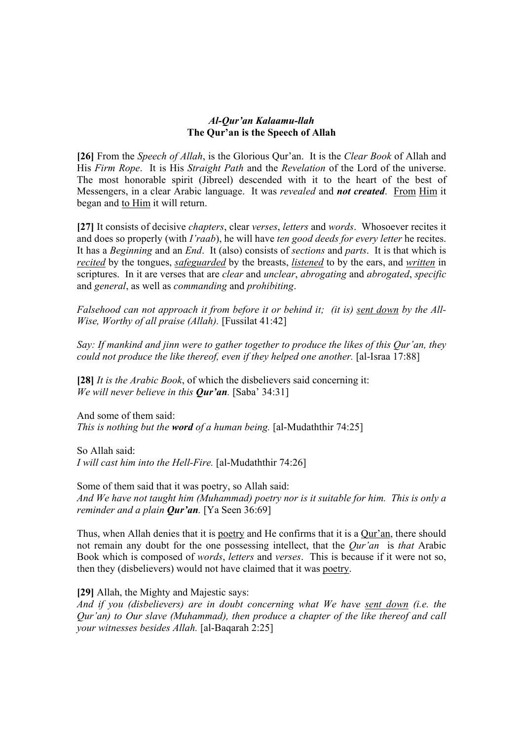## *Al-Qur'an Kalaamu-llah*
## The Qur'an is the Speech of Allah

**[26]** From the *Speech of Allah*, is the Glorious Qur'an. It is the *Clear Book* of Allah and His *Firm Rope*. It is His *Straight Path* and the *Revelation* of the Lord of the universe. The most honorable spirit (Jibreel) descended with it to the heart of the best of Messengers, in a clear Arabic language. It was *revealed* and ***not created***. <u>From</u> <u>Him</u> it began and <u>to Him</u> it will return.

**[27]** It consists of decisive *chapters*, clear *verses*, *letters* and *words*. Whosoever recites it and does so properly (with *I'raab*), he will have *ten good deeds for every letter* he recites. It has a *Beginning* and an *End*. It (also) consists of *sections* and *parts*. It is that which is <u>*recited*</u> by the tongues, <u>*safeguarded*</u> by the breasts, <u>*listened*</u> to by the ears, and <u>*written*</u> in scriptures. In it are verses that are *clear* and *unclear*, *abrogating* and *abrogated*, *specific* and *general*, as well as *commanding* and *prohibiting*.

*Falsehood can not approach it from before it or behind it; (it is) <u>sent down</u> by the All-Wise, Worthy of all praise (Allah).* [Fussilat 41:42]

*Say: If mankind and jinn were to gather together to produce the likes of this Qur'an, they could not produce the like thereof, even if they helped one another.* [al-Israa 17:88]

**[28]** *It is the Arabic Book*, of which the disbelievers said concerning it:
*We will never believe in this **Qur'an**.* [Saba' 34:31]

And some of them said:
*This is nothing but the **word** of a human being.* [al-Mudaththir 74:25]

So Allah said:
*I will cast him into the Hell-Fire.* [al-Mudaththir 74:26]

Some of them said that it was poetry, so Allah said:
*And We have not taught him (Muhammad) poetry nor is it suitable for him. This is only a reminder and a plain **Qur'an**.* [Ya Seen 36:69]

Thus, when Allah denies that it is <u>poetry</u> and He confirms that it is a <u>Qur'an</u>, there should not remain any doubt for the one possessing intellect, that the *Qur'an* is *that* Arabic Book which is composed of *words*, *letters* and *verses*. This is because if it were not so, then they (disbelievers) would not have claimed that it was <u>poetry</u>.

**[29]** Allah, the Mighty and Majestic says:
*And if you (disbelievers) are in doubt concerning what We have <u>sent down</u> (i.e. the Qur'an) to Our slave (Muhammad), then produce a chapter of the like thereof and call your witnesses besides Allah.* [al-Baqarah 2:25]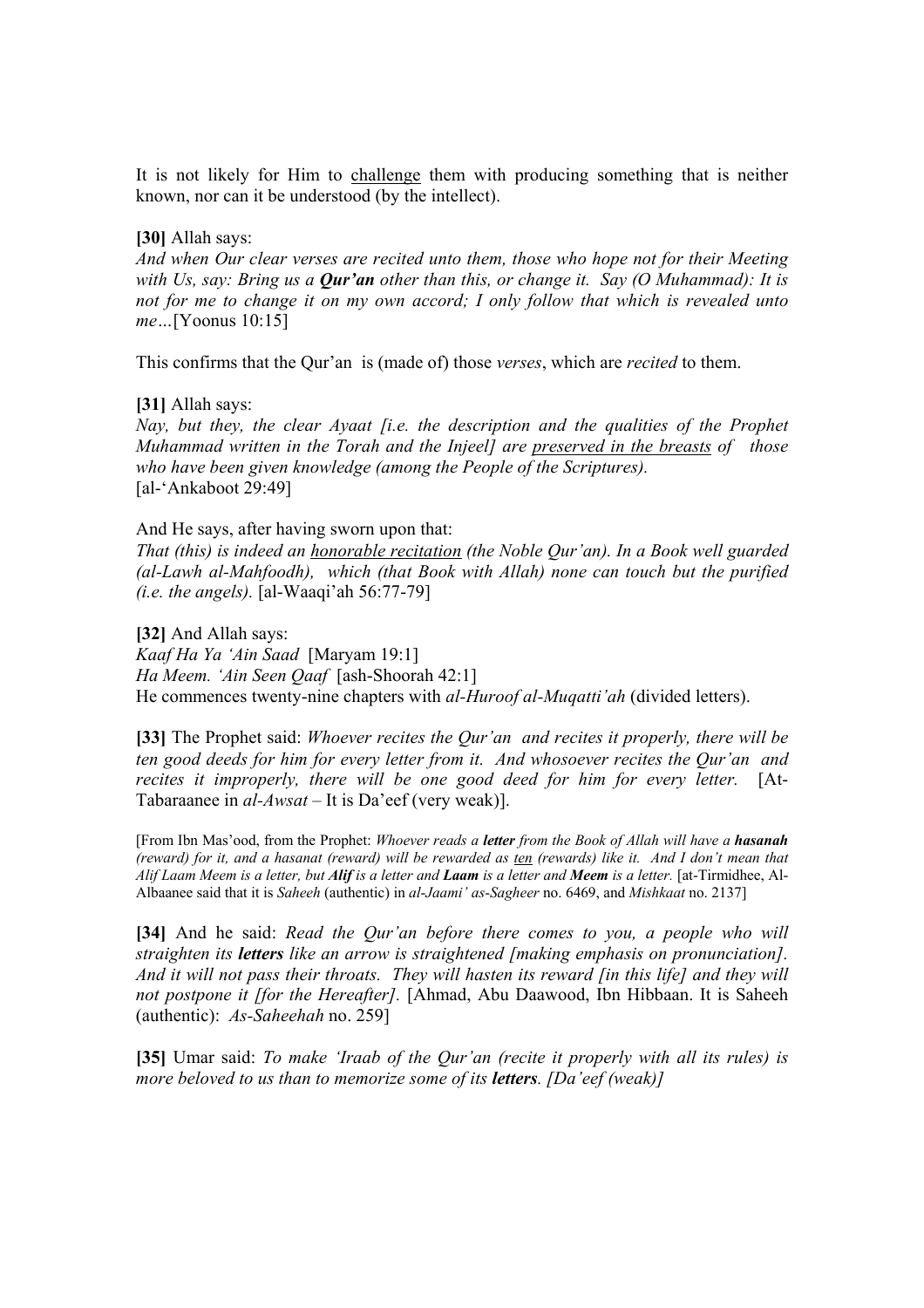It is not likely for Him to <u>challenge</u> them with producing something that is neither known, nor can it be understood (by the intellect).

**[30]** Allah says:
*And when Our clear verses are recited unto them, those who hope not for their Meeting with Us, say: Bring us a **Qur'an** other than this, or change it. Say (O Muhammad): It is not for me to change it on my own accord; I only follow that which is revealed unto me…*[Yoonus 10:15]

This confirms that the Qur'an is (made of) those *verses*, which are *recited* to them.

**[31]** Allah says:
*Nay, but they, the clear Ayaat [i.e. the description and the qualities of the Prophet Muhammad written in the Torah and the Injeel] are <u>preserved in the breasts</u> of those who have been given knowledge (among the People of the Scriptures).*
[al-'Ankaboot 29:49]

And He says, after having sworn upon that:
*That (this) is indeed an <u>honorable recitation</u> (the Noble Qur'an). In a Book well guarded (al-Lawh al-Mahfoodh), which (that Book with Allah) none can touch but the purified (i.e. the angels).* [al-Waaqi'ah 56:77-79]

**[32]** And Allah says:
*Kaaf Ha Ya 'Ain Saad* [Maryam 19:1]
*Ha Meem. 'Ain Seen Qaaf* [ash-Shoorah 42:1]
He commences twenty-nine chapters with *al-Huroof al-Muqatti'ah* (divided letters).

**[33]** The Prophet said: *Whoever recites the Qur'an and recites it properly, there will be ten good deeds for him for every letter from it. And whosoever recites the Qur'an and recites it improperly, there will be one good deed for him for every letter.* [At-Tabaraanee in *al-Awsat* – It is Da'eef (very weak)].

[From Ibn Mas'ood, from the Prophet: *Whoever reads a **letter** from the Book of Allah will have a **hasanah** (reward) for it, and a hasanat (reward) will be rewarded as <u>ten</u> (rewards) like it. And I don't mean that Alif Laam Meem is a letter, but **Alif** is a letter and **Laam** is a letter and **Meem** is a letter.* [at-Tirmidhee, Al-Albaanee said that it is *Saheeh* (authentic) in *al-Jaami' as-Sagheer* no. 6469, and *Mishkaat* no. 2137]

**[34]** And he said: *Read the Qur'an before there comes to you, a people who will straighten its **letters** like an arrow is straightened [making emphasis on pronunciation]. And it will not pass their throats. They will hasten its reward [in this life] and they will not postpone it [for the Hereafter].* [Ahmad, Abu Daawood, Ibn Hibbaan. It is Saheeh (authentic): *As-Saheehah* no. 259]

**[35]** Umar said: *To make 'Iraab of the Qur'an (recite it properly with all its rules) is more beloved to us than to memorize some of its **letters**. [Da'eef (weak)]*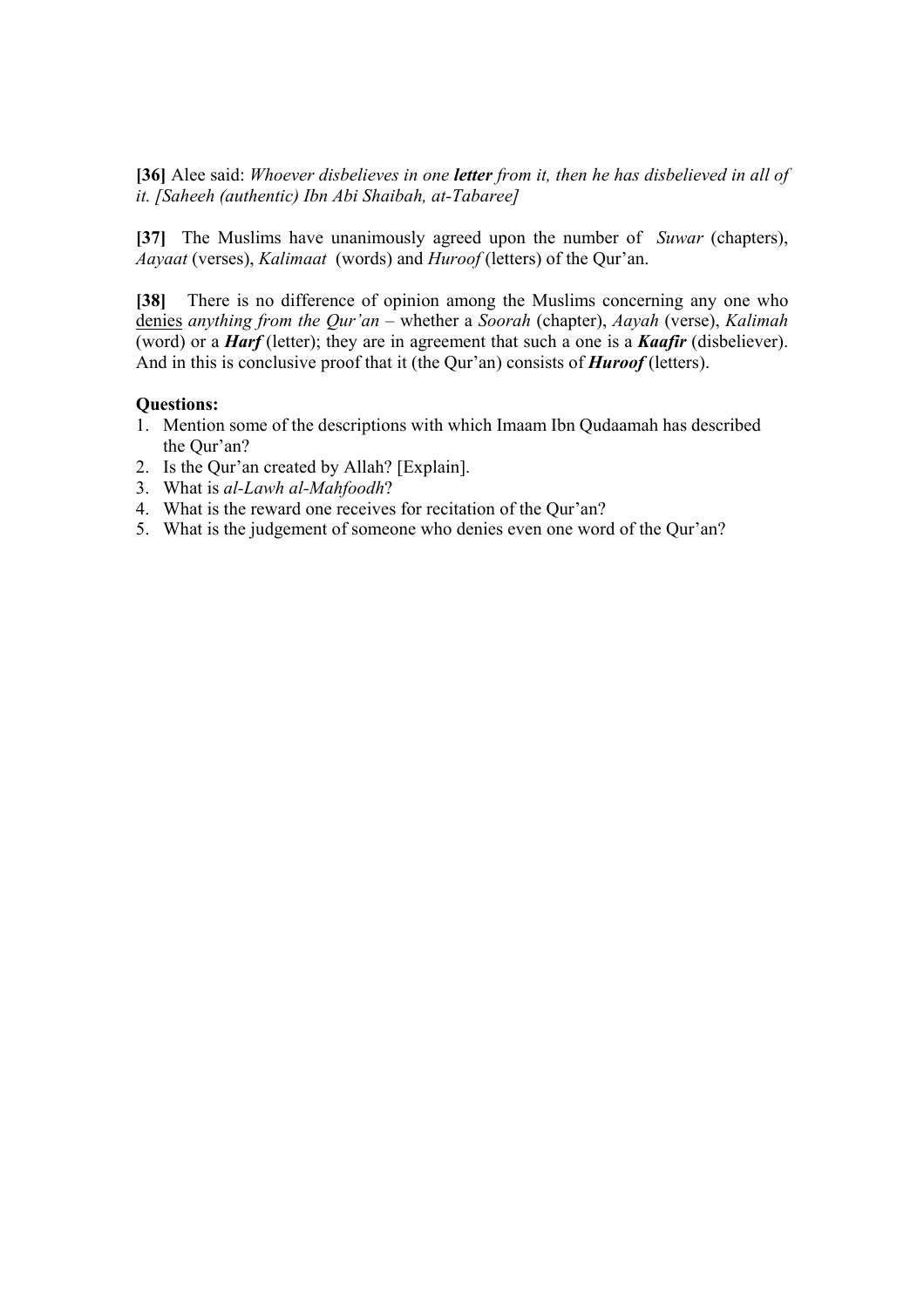**[36]** Alee said: *Whoever disbelieves in one **letter** from it, then he has disbelieved in all of it. [Saheeh (authentic) Ibn Abi Shaibah, at-Tabaree]*

**[37]** The Muslims have unanimously agreed upon the number of *Suwar* (chapters), *Aayaat* (verses), *Kalimaat* (words) and *Huroof* (letters) of the Qur'an.

**[38]** There is no difference of opinion among the Muslims concerning any one who denies *anything from the Qur'an* – whether a *Soorah* (chapter), *Aayah* (verse), *Kalimah* (word) or a ***Harf*** (letter); they are in agreement that such a one is a ***Kaafir*** (disbeliever). And in this is conclusive proof that it (the Qur'an) consists of ***Huroof*** (letters).

**Questions:**

1. Mention some of the descriptions with which Imaam Ibn Qudaamah has described the Qur'an?
2. Is the Qur'an created by Allah? [Explain].
3. What is *al-Lawh al-Mahfoodh*?
4. What is the reward one receives for recitation of the Qur'an?
5. What is the judgement of someone who denies even one word of the Qur'an?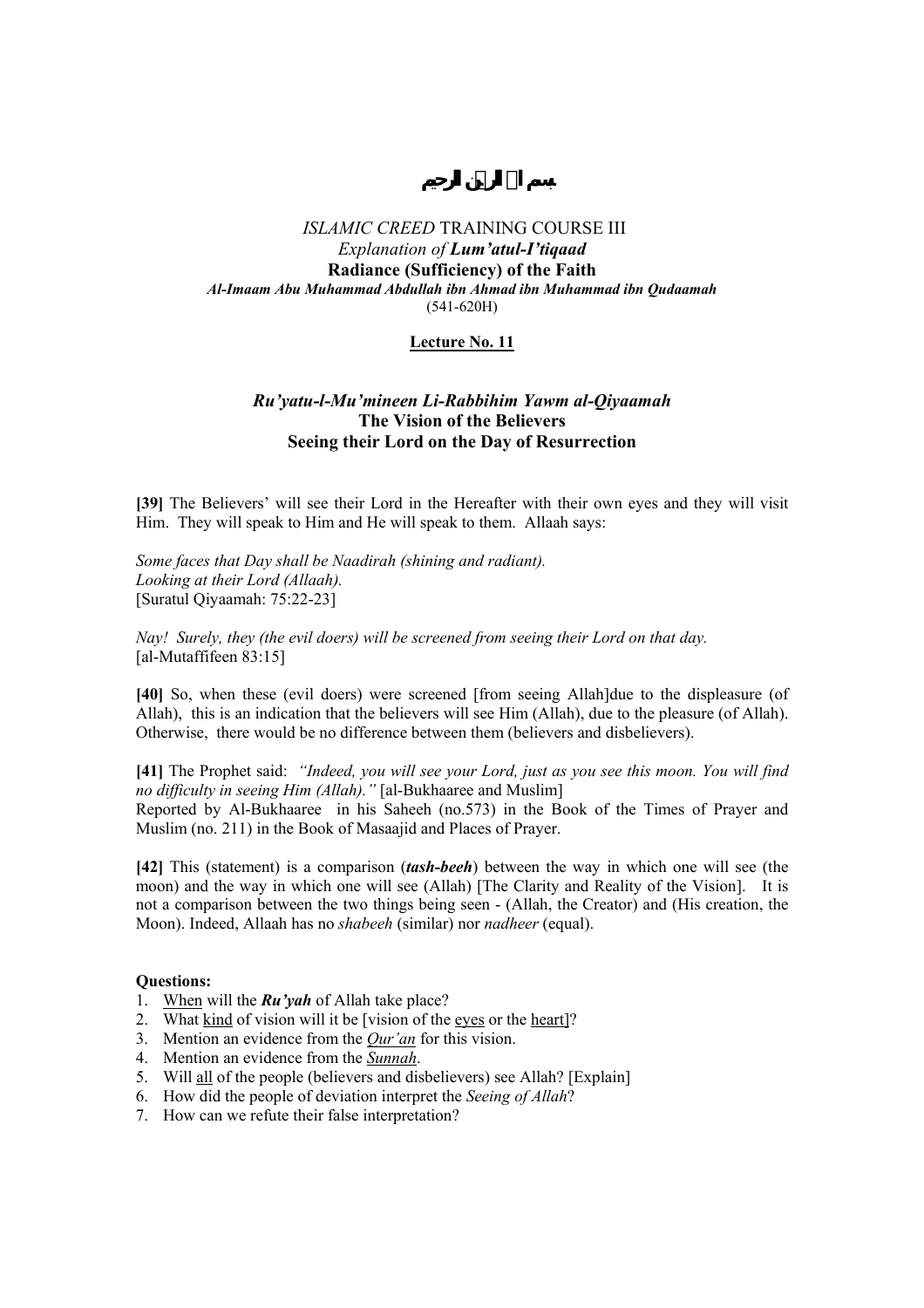# بسم الله الرحمن الرحيم

*ISLAMIC CREED* TRAINING COURSE III
*Explanation of **Lum'atul-I'tiqaad***
**Radiance (Sufficiency) of the Faith**
***Al-Imaam Abu Muhammad Abdullah ibn Ahmad ibn Muhammad ibn Qudaamah***
(541-620H)

**Lecture No. 11**

## *Ru'yatu-l-Mu'mineen Li-Rabbihim Yawm al-Qiyaamah*
## The Vision of the Believers
## Seeing their Lord on the Day of Resurrection

**[39]** The Believers' will see their Lord in the Hereafter with their own eyes and they will visit Him. They will speak to Him and He will speak to them. Allaah says:

*Some faces that Day shall be Naadirah (shining and radiant).*
*Looking at their Lord (Allaah).*
[Suratul Qiyaamah: 75:22-23]

*Nay! Surely, they (the evil doers) will be screened from seeing their Lord on that day.*
[al-Mutaffifeen 83:15]

**[40]** So, when these (evil doers) were screened [from seeing Allah]due to the displeasure (of Allah), this is an indication that the believers will see Him (Allah), due to the pleasure (of Allah). Otherwise, there would be no difference between them (believers and disbelievers).

**[41]** The Prophet said: *"Indeed, you will see your Lord, just as you see this moon. You will find no difficulty in seeing Him (Allah)."* [al-Bukhaaree and Muslim]
Reported by Al-Bukhaaree in his Saheeh (no.573) in the Book of the Times of Prayer and Muslim (no. 211) in the Book of Masaajid and Places of Prayer.

**[42]** This (statement) is a comparison (***tash-beeh***) between the way in which one will see (the moon) and the way in which one will see (Allah) [The Clarity and Reality of the Vision]. It is not a comparison between the two things being seen - (Allah, the Creator) and (His creation, the Moon). Indeed, Allaah has no *shabeeh* (similar) nor *nadheer* (equal).

**Questions:**

1. When will the ***Ru'yah*** of Allah take place?
2. What kind of vision will it be [vision of the eyes or the heart]?
3. Mention an evidence from the *Qur'an* for this vision.
4. Mention an evidence from the *Sunnah*.
5. Will all of the people (believers and disbelievers) see Allah? [Explain]
6. How did the people of deviation interpret the *Seeing of Allah*?
7. How can we refute their false interpretation?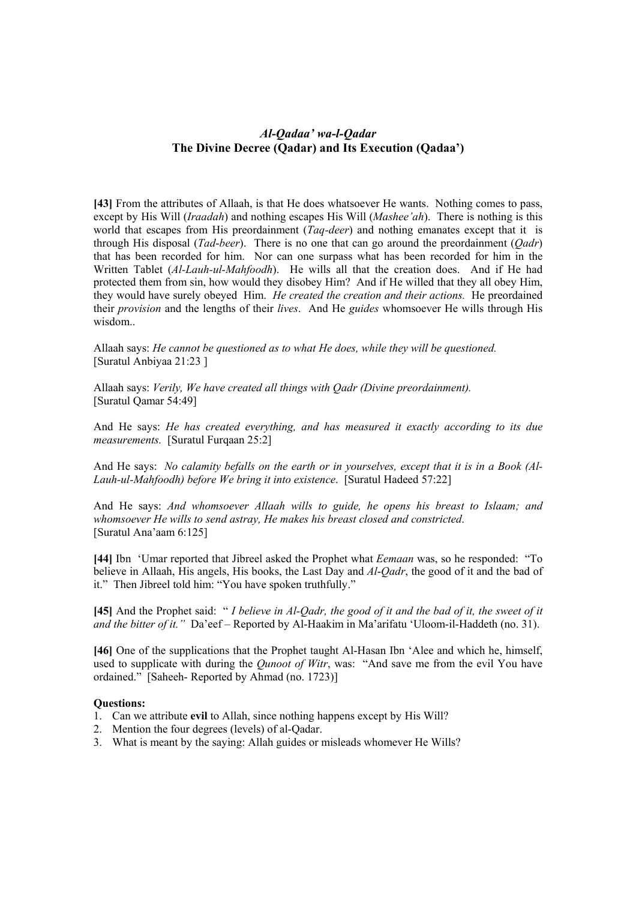### *Al-Qadaa' wa-l-Qadar*
### The Divine Decree (Qadar) and Its Execution (Qadaa')

**[43]** From the attributes of Allaah, is that He does whatsoever He wants. Nothing comes to pass, except by His Will (*Iraadah*) and nothing escapes His Will (*Mashee'ah*). There is nothing is this world that escapes from His preordainment (*Taq-deer*) and nothing emanates except that it is through His disposal (*Tad-beer*). There is no one that can go around the preordainment (*Qadr*) that has been recorded for him. Nor can one surpass what has been recorded for him in the Written Tablet (*Al-Lauh-ul-Mahfoodh*). He wills all that the creation does. And if He had protected them from sin, how would they disobey Him? And if He willed that they all obey Him, they would have surely obeyed Him. *He created the creation and their actions.* He preordained their *provision* and the lengths of their *lives*. And He *guides* whomsoever He wills through His wisdom..

Allaah says: *He cannot be questioned as to what He does, while they will be questioned.* [Suratul Anbiyaa 21:23 ]

Allaah says: *Verily, We have created all things with Qadr (Divine preordainment).* [Suratul Qamar 54:49]

And He says: *He has created everything, and has measured it exactly according to its due measurements.* [Suratul Furqaan 25:2]

And He says: *No calamity befalls on the earth or in yourselves, except that it is in a Book (Al-Lauh-ul-Mahfoodh) before We bring it into existence*. [Suratul Hadeed 57:22]

And He says: *And whomsoever Allaah wills to guide, he opens his breast to Islaam; and whomsoever He wills to send astray, He makes his breast closed and constricted*. [Suratul Ana'aam 6:125]

**[44]** Ibn 'Umar reported that Jibreel asked the Prophet what *Eemaan* was, so he responded: "To believe in Allaah, His angels, His books, the Last Day and *Al-Qadr*, the good of it and the bad of it." Then Jibreel told him: "You have spoken truthfully."

**[45]** And the Prophet said: "*I believe in Al-Qadr, the good of it and the bad of it, the sweet of it and the bitter of it."* Da'eef – Reported by Al-Haakim in Ma'arifatu 'Uloom-il-Haddeth (no. 31).

**[46]** One of the supplications that the Prophet taught Al-Hasan Ibn 'Alee and which he, himself, used to supplicate with during the *Qunoot of Witr*, was: "And save me from the evil You have ordained." [Saheeh- Reported by Ahmad (no. 1723)]

**Questions:**

1. Can we attribute **evil** to Allah, since nothing happens except by His Will?
2. Mention the four degrees (levels) of al-Qadar.
3. What is meant by the saying: Allah guides or misleads whomever He Wills?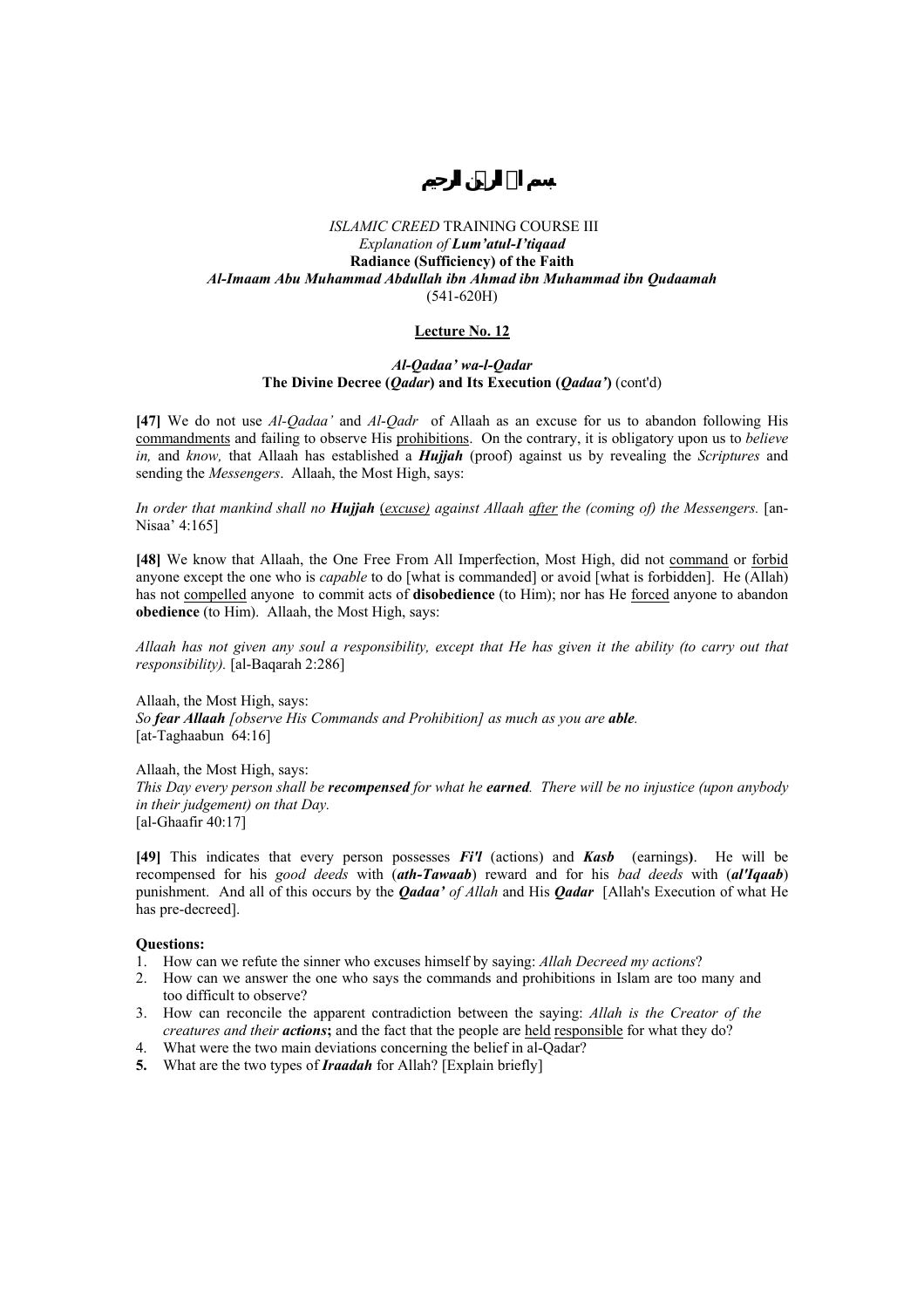بسم الله الرحمن الرحيم

*ISLAMIC CREED* TRAINING COURSE III
*Explanation of* ***Lum'atul-I'tiqaad***
**Radiance (Sufficiency) of the Faith**
***Al-Imaam Abu Muhammad Abdullah ibn Ahmad ibn Muhammad ibn Qudaamah***
(541-620H)

## Lecture No. 12

### *Al-Qadaa' wa-l-Qadar*
### The Divine Decree (*Qadar*) and Its Execution (*Qadaa'*) (cont'd)

**[47]** We do not use *Al-Qadaa'* and *Al-Qadr* of Allaah as an excuse for us to abandon following His commandments and failing to observe His prohibitions. On the contrary, it is obligatory upon us to *believe in,* and *know,* that Allaah has established a ***Hujjah*** (proof) against us by revealing the *Scriptures* and sending the *Messengers*. Allaah, the Most High, says:

*In order that mankind shall no* ***Hujjah*** *(excuse) against Allaah after the (coming of) the Messengers.* [an-Nisaa' 4:165]

**[48]** We know that Allaah, the One Free From All Imperfection, Most High, did not command or forbid anyone except the one who is *capable* to do [what is commanded] or avoid [what is forbidden]. He (Allah) has not compelled anyone to commit acts of **disobedience** (to Him); nor has He forced anyone to abandon **obedience** (to Him). Allaah, the Most High, says:

*Allaah has not given any soul a responsibility, except that He has given it the ability (to carry out that responsibility).* [al-Baqarah 2:286]

Allaah, the Most High, says:
*So* ***fear Allaah*** *[observe His Commands and Prohibition] as much as you are* ***able****.*
[at-Taghaabun 64:16]

Allaah, the Most High, says:
*This Day every person shall be* ***recompensed*** *for what he* ***earned****. There will be no injustice (upon anybody in their judgement) on that Day.*
[al-Ghaafir 40:17]

**[49]** This indicates that every person possesses ***Fi'l*** (actions) and ***Kasb*** (earnings**)**. He will be recompensed for his *good deeds* with (***ath-Tawaab***) reward and for his *bad deeds* with (***al'Iqaab***) punishment. And all of this occurs by the ***Qadaa'*** *of Allah* and His ***Qadar*** [Allah's Execution of what He has pre-decreed].

**Questions:**

1. How can we refute the sinner who excuses himself by saying: *Allah Decreed my actions*?
2. How can we answer the one who says the commands and prohibitions in Islam are too many and too difficult to observe?
3. How can reconcile the apparent contradiction between the saying: *Allah is the Creator of the creatures and their* ***actions*****;** and the fact that the people are held responsible for what they do?
4. What were the two main deviations concerning the belief in al-Qadar?
5. What are the two types of ***Iraadah*** for Allah? [Explain briefly]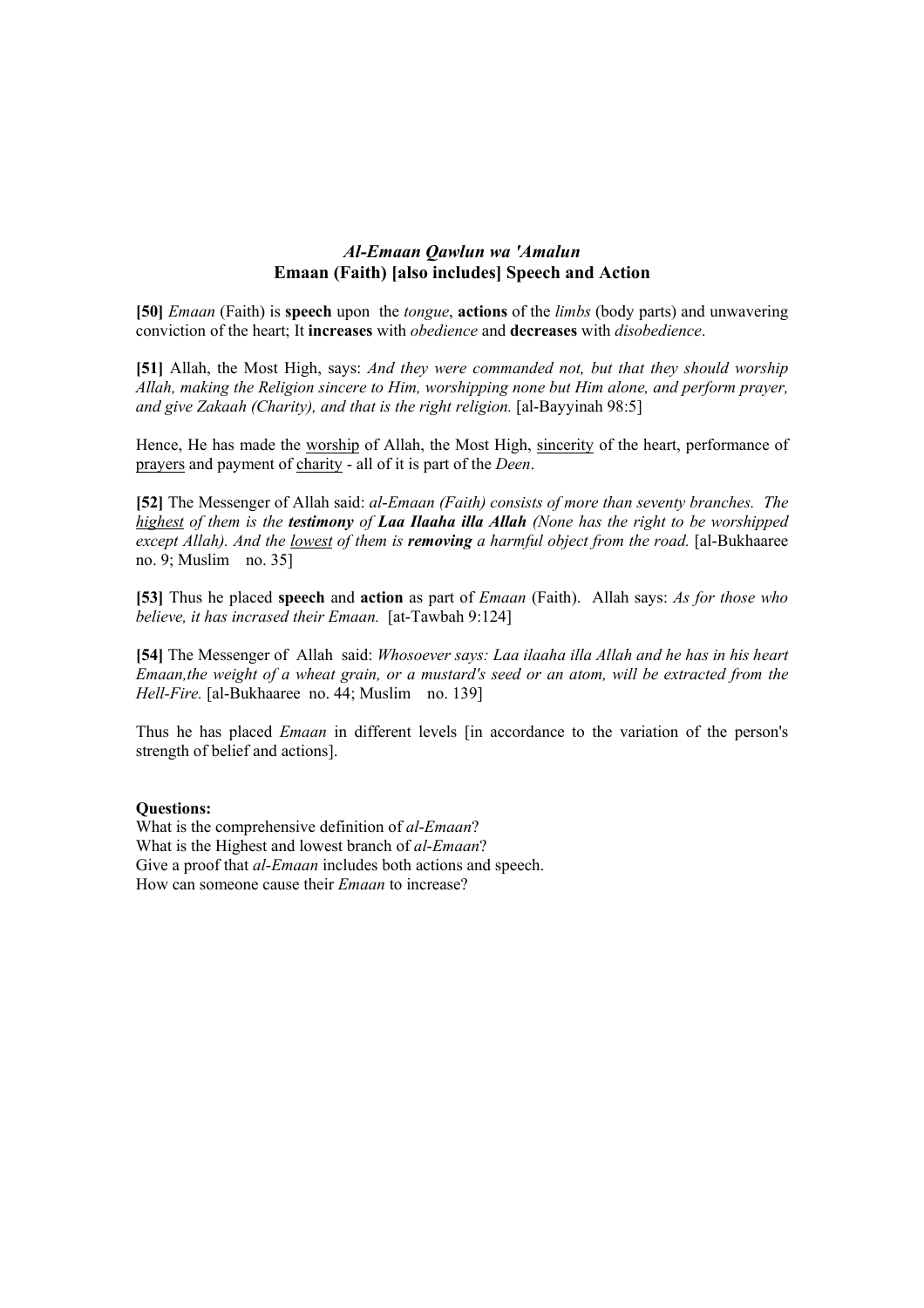### *Al-Emaan Qawlun wa 'Amalun*
### Emaan (Faith) [also includes] Speech and Action

**[50]** *Emaan* (Faith) is **speech** upon the *tongue*, **actions** of the *limbs* (body parts) and unwavering conviction of the heart; It **increases** with *obedience* and **decreases** with *disobedience*.

**[51]** Allah, the Most High, says: *And they were commanded not, but that they should worship Allah, making the Religion sincere to Him, worshipping none but Him alone, and perform prayer, and give Zakaah (Charity), and that is the right religion.* [al-Bayyinah 98:5]

Hence, He has made the <u>worship</u> of Allah, the Most High, <u>sincerity</u> of the heart, performance of <u>prayers</u> and payment of <u>charity</u> - all of it is part of the *Deen*.

**[52]** The Messenger of Allah said: *al-Emaan (Faith) consists of more than seventy branches. The <u>highest</u> of them is the **testimony** of **Laa Ilaaha illa Allah** (None has the right to be worshipped except Allah). And the <u>lowest</u> of them is **removing** a harmful object from the road.* [al-Bukhaaree no. 9; Muslim no. 35]

**[53]** Thus he placed **speech** and **action** as part of *Emaan* (Faith). Allah says: *As for those who believe, it has incrased their Emaan.* [at-Tawbah 9:124]

**[54]** The Messenger of Allah said: *Whosoever says: Laa ilaaha illa Allah and he has in his heart Emaan,the weight of a wheat grain, or a mustard's seed or an atom, will be extracted from the Hell-Fire.* [al-Bukhaaree no. 44; Muslim no. 139]

Thus he has placed *Emaan* in different levels [in accordance to the variation of the person's strength of belief and actions].

**Questions:**
What is the comprehensive definition of *al-Emaan*?
What is the Highest and lowest branch of *al-Emaan*?
Give a proof that *al-Emaan* includes both actions and speech.
How can someone cause their *Emaan* to increase?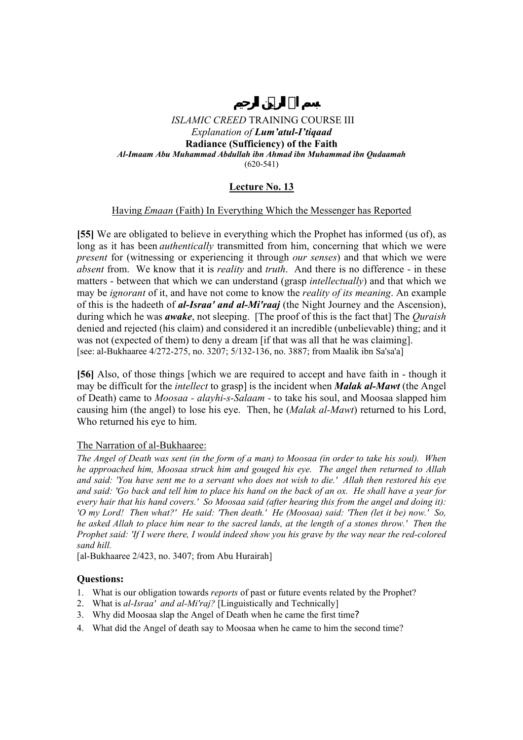بسم الله الرحمن الرحيم

*ISLAMIC CREED* TRAINING COURSE III
*Explanation of* ***Lum'atul-I'tiqaad***
**Radiance (Sufficiency) of the Faith**
***Al-Imaam Abu Muhammad Abdullah ibn Ahmad ibn Muhammad ibn Qudaamah***
(620-541)

## Lecture No. 13

### Having *Emaan* (Faith) In Everything Which the Messenger has Reported

**[55]** We are obligated to believe in everything which the Prophet has informed (us of), as long as it has been *authentically* transmitted from him, concerning that which we were *present* for (witnessing or experiencing it through *our senses*) and that which we were *absent* from. We know that it is *reality* and *truth*. And there is no difference - in these matters - between that which we can understand (grasp *intellectually*) and that which we may be *ignorant* of it, and have not come to know the *reality of its meaning*. An example of this is the hadeeth of ***al-Israa' and al-Mi'raaj*** (the Night Journey and the Ascension), during which he was ***awake***, not sleeping. [The proof of this is the fact that] The *Quraish* denied and rejected (his claim) and considered it an incredible (unbelievable) thing; and it was not (expected of them) to deny a dream [if that was all that he was claiming].
[see: al-Bukhaaree 4/272-275, no. 3207; 5/132-136, no. 3887; from Maalik ibn Sa'sa'a]

**[56]** Also, of those things [which we are required to accept and have faith in - though it may be difficult for the *intellect* to grasp] is the incident when ***Malak al-Mawt*** (the Angel of Death) came to *Moosaa - alayhi-s-Salaam -* to take his soul, and Moosaa slapped him causing him (the angel) to lose his eye. Then, he (*Malak al-Mawt*) returned to his Lord, Who returned his eye to him.

### The Narration of al-Bukhaaree:

*The Angel of Death was sent (in the form of a man) to Moosaa (in order to take his soul). When he approached him, Moosaa struck him and gouged his eye. The angel then returned to Allah and said: 'You have sent me to a servant who does not wish to die.' Allah then restored his eye and said: 'Go back and tell him to place his hand on the back of an ox. He shall have a year for every hair that his hand covers.' So Moosaa said (after hearing this from the angel and doing it): 'O my Lord! Then what?' He said: 'Then death.' He (Moosaa) said: 'Then (let it be) now.' So, he asked Allah to place him near to the sacred lands, at the length of a stones throw.' Then the Prophet said: 'If I were there, I would indeed show you his grave by the way near the red-colored sand hill.*
[al-Bukhaaree 2/423, no. 3407; from Abu Hurairah]

### Questions:

1. What is our obligation towards *reports* of past or future events related by the Prophet?
2. What is *al-Israa' and al-Mi'raj?* [Linguistically and Technically]
3. Why did Moosaa slap the Angel of Death when he came the first time?
4. What did the Angel of death say to Moosaa when he came to him the second time?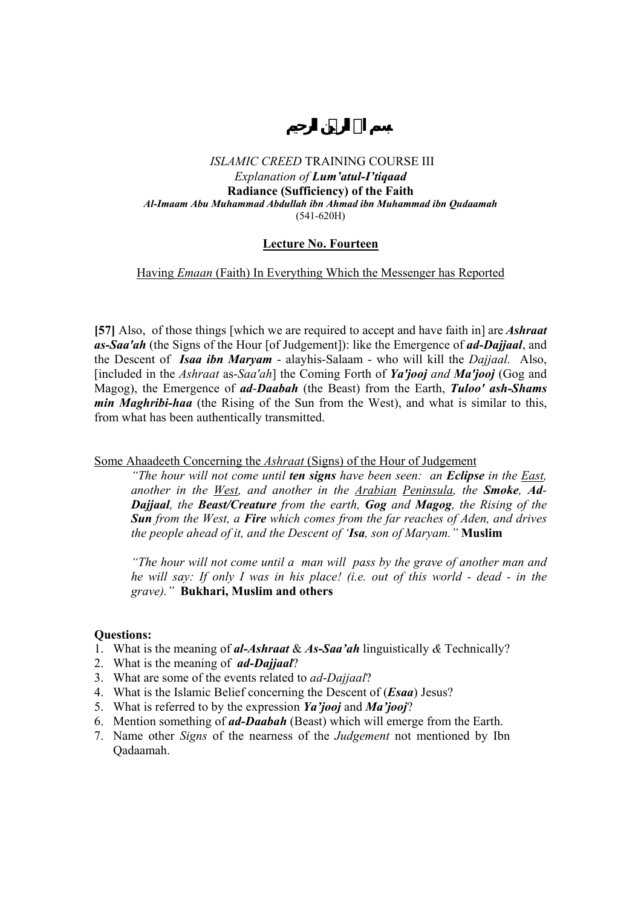بسم الله الرحمن الرحيم

*ISLAMIC CREED* TRAINING COURSE III
*Explanation of **Lum'atul-I'tiqaad***
**Radiance (Sufficiency) of the Faith**
***Al-Imaam Abu Muhammad Abdullah ibn Ahmad ibn Muhammad ibn Qudaamah***
(541-620H)

## Lecture No. Fourteen

Having *Emaan* (Faith) In Everything Which the Messenger has Reported

**[57]** Also, of those things [which we are required to accept and have faith in] are ***Ashraat as-Saa'ah*** (the Signs of the Hour [of Judgement]): like the Emergence of ***ad-Dajjaal***, and the Descent of ***Isaa ibn Maryam*** - alayhis-Salaam - who will kill the *Dajjaal.* Also, [included in the *Ashraat* as-*Saa'ah*] the Coming Forth of ***Ya'jooj** and **Ma'jooj*** (Gog and Magog), the Emergence of ***ad-Daabah*** (the Beast) from the Earth, ***Tuloo' ash-Shams min Maghribi-haa*** (the Rising of the Sun from the West), and what is similar to this, from what has been authentically transmitted.

Some Ahaadeeth Concerning the *Ashraat* (Signs) of the Hour of Judgement

> *"The hour will not come until **ten signs** have been seen: an **Eclipse** in the East, another in the West, and another in the Arabian Peninsula, the **Smoke**, **Ad-Dajjaal**, the **Beast/Creature** from the earth, **Gog** and **Magog**, the Rising of the **Sun** from the West, a **Fire** which comes from the far reaches of Aden, and drives the people ahead of it, and the Descent of '**Isa**, son of Maryam."* **Muslim**

> *"The hour will not come until a man will pass by the grave of another man and he will say: If only I was in his place! (i.e. out of this world - dead - in the grave)."* **Bukhari, Muslim and others**

**Questions:**

1. What is the meaning of ***al-Ashraat*** & ***As-Saa'ah*** linguistically & Technically?
2. What is the meaning of ***ad-Dajjaal***?
3. What are some of the events related to *ad-Dajjaal*?
4. What is the Islamic Belief concerning the Descent of (***Esaa***) Jesus?
5. What is referred to by the expression ***Ya'jooj*** and ***Ma'jooj***?
6. Mention something of ***ad-Daabah*** (Beast) which will emerge from the Earth.
7. Name other *Signs* of the nearness of the *Judgement* not mentioned by Ibn Qadaamah.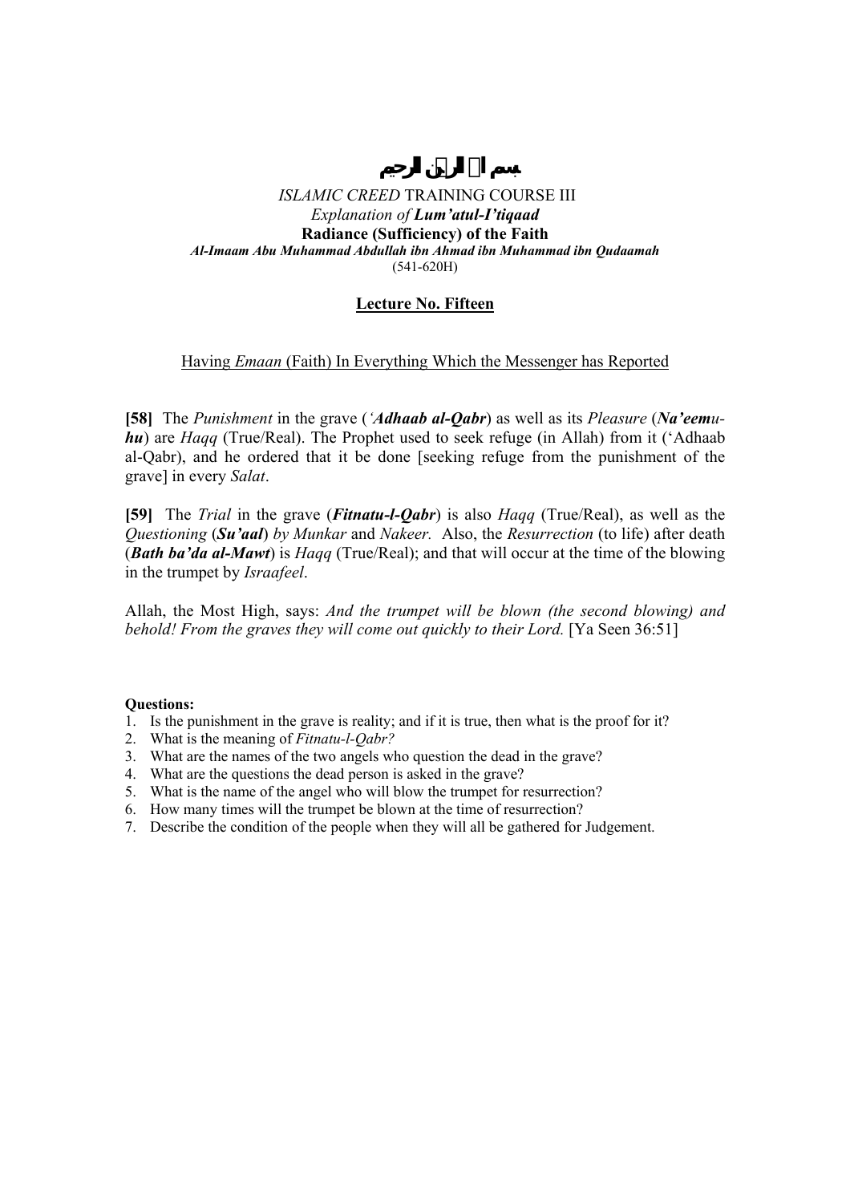# بسم الله الرحمن الرحيم

*ISLAMIC CREED* TRAINING COURSE III
*Explanation of* ***Lum'atul-I'tiqaad***
**Radiance (Sufficiency) of the Faith**
***Al-Imaam Abu Muhammad Abdullah ibn Ahmad ibn Muhammad ibn Qudaamah***
(541-620H)

## Lecture No. Fifteen

Having *Emaan* (Faith) In Everything Which the Messenger has Reported

**[58]** The *Punishment* in the grave (***'Adhaab al-Qabr***) as well as its *Pleasure* (***Na'eemu-hu***) are *Haqq* (True/Real). The Prophet used to seek refuge (in Allah) from it ('Adhaab al-Qabr), and he ordered that it be done [seeking refuge from the punishment of the grave] in every *Salat*.

**[59]** The *Trial* in the grave (***Fitnatu-l-Qabr***) is also *Haqq* (True/Real), as well as the *Questioning* (***Su'aal***) *by Munkar* and *Nakeer.* Also, the *Resurrection* (to life) after death (***Bath ba'da al-Mawt***) is *Haqq* (True/Real); and that will occur at the time of the blowing in the trumpet by *Israafeel*.

Allah, the Most High, says: *And the trumpet will be blown (the second blowing) and behold! From the graves they will come out quickly to their Lord.* [Ya Seen 36:51]

**Questions:**

1. Is the punishment in the grave is reality; and if it is true, then what is the proof for it?
2. What is the meaning of *Fitnatu-l-Qabr?*
3. What are the names of the two angels who question the dead in the grave?
4. What are the questions the dead person is asked in the grave?
5. What is the name of the angel who will blow the trumpet for resurrection?
6. How many times will the trumpet be blown at the time of resurrection?
7. Describe the condition of the people when they will all be gathered for Judgement.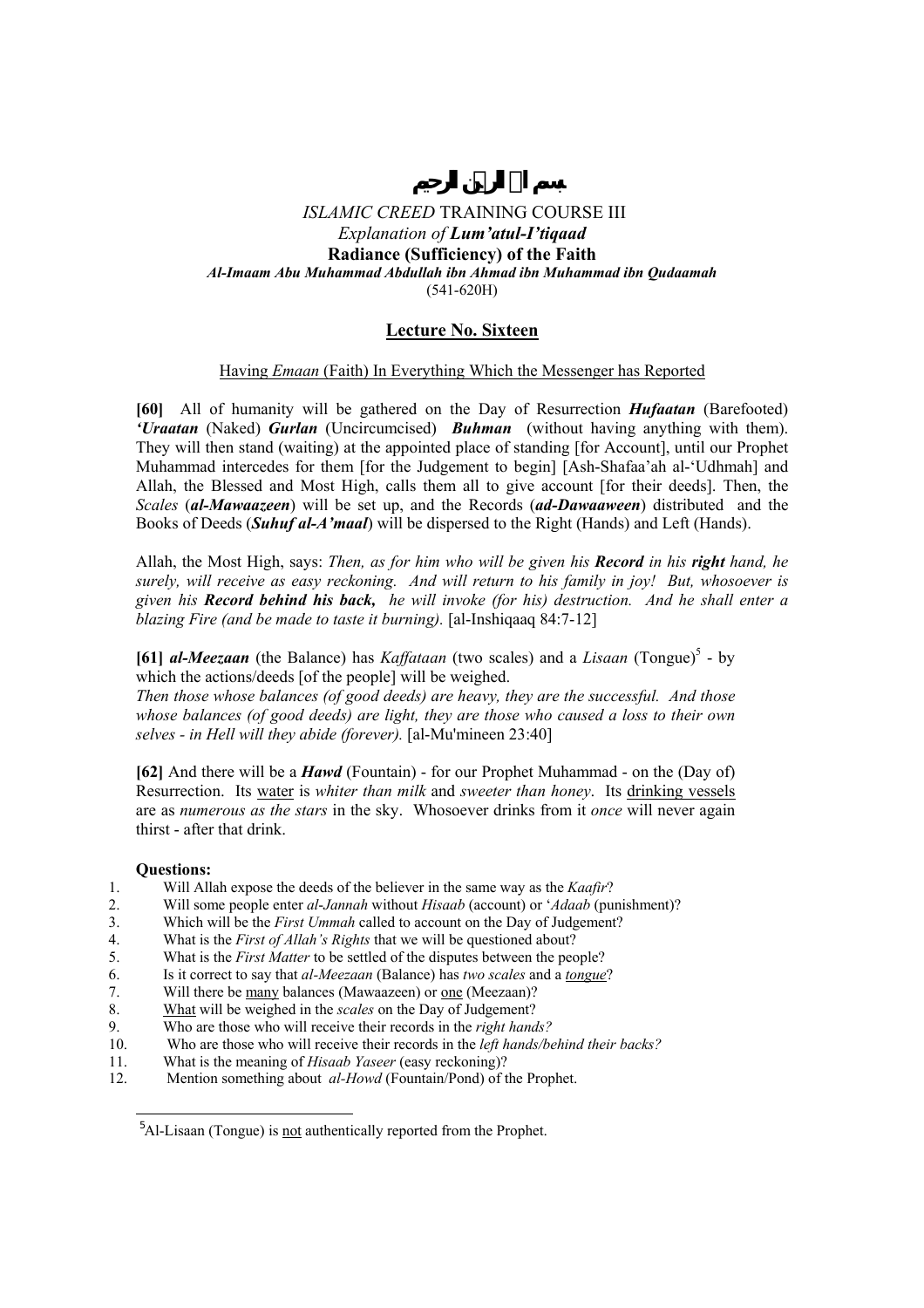# بسم الله الرحمن الرحيم

*ISLAMIC CREED* TRAINING COURSE III
*Explanation of **Lum'atul-I'tiqaad***
**Radiance (Sufficiency) of the Faith**
***Al-Imaam Abu Muhammad Abdullah ibn Ahmad ibn Muhammad ibn Qudaamah***
(541-620H)

## Lecture No. Sixteen

Having *Emaan* (Faith) In Everything Which the Messenger has Reported

**[60]** All of humanity will be gathered on the Day of Resurrection ***Hufaatan*** (Barefooted) ***'Uraatan*** (Naked) ***Gurlan*** (Uncircumcised) ***Buhman*** (without having anything with them). They will then stand (waiting) at the appointed place of standing [for Account], until our Prophet Muhammad intercedes for them [for the Judgement to begin] [Ash-Shafaa'ah al-'Udhmah] and Allah, the Blessed and Most High, calls them all to give account [for their deeds]. Then, the *Scales* (***al-Mawaazeen***) will be set up, and the Records (***ad-Dawaaween***) distributed and the Books of Deeds (***Suhuf al-A'maal***) will be dispersed to the Right (Hands) and Left (Hands).

Allah, the Most High, says: *Then, as for him who will be given his **Record** in his **right** hand, he surely, will receive as easy reckoning. And will return to his family in joy! But, whosoever is given his **Record behind his back,** he will invoke (for his) destruction. And he shall enter a blazing Fire (and be made to taste it burning).* [al-Inshiqaaq 84:7-12]

**[61]** ***al-Meezaan*** (the Balance) has *Kaffataan* (two scales) and a *Lisaan* (Tongue)[5] - by which the actions/deeds [of the people] will be weighed.
*Then those whose balances (of good deeds) are heavy, they are the successful. And those whose balances (of good deeds) are light, they are those who caused a loss to their own selves - in Hell will they abide (forever).* [al-Mu'mineen 23:40]

**[62]** And there will be a ***Hawd*** (Fountain) - for our Prophet Muhammad - on the (Day of) Resurrection. Its water is *whiter than milk* and *sweeter than honey*. Its drinking vessels are as *numerous as the stars* in the sky. Whosoever drinks from it *once* will never again thirst - after that drink.

**Questions:**

1. Will Allah expose the deeds of the believer in the same way as the *Kaafir*?
2. Will some people enter *al-Jannah* without *Hisaab* (account) or '*Adaab* (punishment)?
3. Which will be the *First Ummah* called to account on the Day of Judgement?
4. What is the *First of Allah's Rights* that we will be questioned about?
5. What is the *First Matter* to be settled of the disputes between the people?
6. Is it correct to say that *al-Meezaan* (Balance) has *two scales* and a *tongue*?
7. Will there be many balances (Mawaazeen) or one (Meezaan)?
8. What will be weighed in the *scales* on the Day of Judgement?
9. Who are those who will receive their records in the *right hands?*
10. Who are those who will receive their records in the *left hands/behind their backs?*
11. What is the meaning of *Hisaab Yaseer* (easy reckoning)?
12. Mention something about *al-Howd* (Fountain/Pond) of the Prophet.

---

[5] Al-Lisaan (Tongue) is not authentically reported from the Prophet.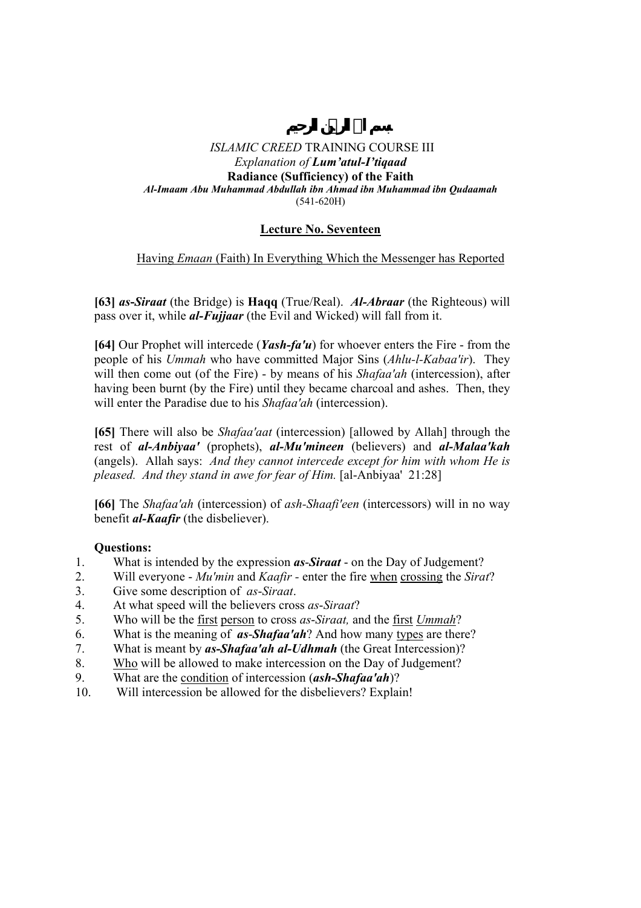بسم الله الرحمن الرحيم

*ISLAMIC CREED* TRAINING COURSE III
*Explanation of* ***Lum'atul-I'tiqaad***
**Radiance (Sufficiency) of the Faith**
***Al-Imaam Abu Muhammad Abdullah ibn Ahmad ibn Muhammad ibn Qudaamah***
(541-620H)

## Lecture No. Seventeen

Having *Emaan* (Faith) In Everything Which the Messenger has Reported

**[63]** ***as-Siraat*** (the Bridge) is **Haqq** (True/Real). ***Al-Abraar*** (the Righteous) will pass over it, while ***al-Fujjaar*** (the Evil and Wicked) will fall from it.

**[64]** Our Prophet will intercede (***Yash-fa'u***) for whoever enters the Fire - from the people of his *Ummah* who have committed Major Sins (*Ahlu-l-Kabaa'ir*). They will then come out (of the Fire) - by means of his *Shafaa'ah* (intercession), after having been burnt (by the Fire) until they became charcoal and ashes. Then, they will enter the Paradise due to his *Shafaa'ah* (intercession).

**[65]** There will also be *Shafaa'aat* (intercession) [allowed by Allah] through the rest of ***al-Anbiyaa'*** (prophets), ***al-Mu'mineen*** (believers) and ***al-Malaa'kah*** (angels). Allah says: *And they cannot intercede except for him with whom He is pleased. And they stand in awe for fear of Him.* [al-Anbiyaa' 21:28]

**[66]** The *Shafaa'ah* (intercession) of *ash-Shaafi'een* (intercessors) will in no way benefit ***al-Kaafir*** (the disbeliever).

**Questions:**

1. What is intended by the expression ***as-Siraat*** - on the Day of Judgement?
2. Will everyone - *Mu'min* and *Kaafir* - enter the fire when crossing the *Sirat*?
3. Give some description of *as-Siraat*.
4. At what speed will the believers cross *as-Siraat*?
5. Who will be the first person to cross *as-Siraat,* and the first *Ummah*?
6. What is the meaning of ***as-Shafaa'ah***? And how many types are there?
7. What is meant by ***as-Shafaa'ah al-Udhmah*** (the Great Intercession)?
8. Who will be allowed to make intercession on the Day of Judgement?
9. What are the condition of intercession (***ash-Shafaa'ah***)?
10. Will intercession be allowed for the disbelievers? Explain!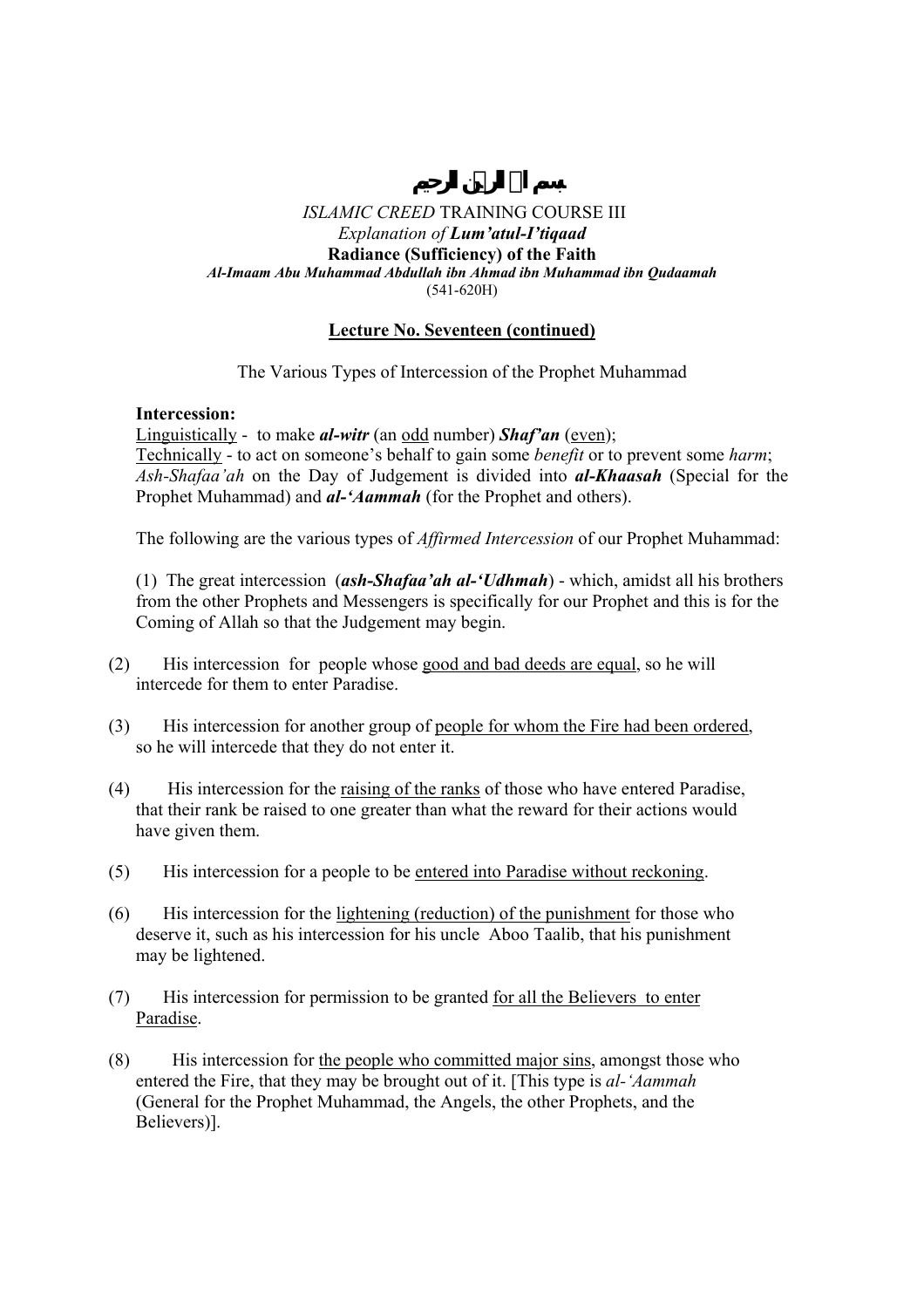# بسم الله الرحمن الرحيم

*ISLAMIC CREED* TRAINING COURSE III
*Explanation of* ***Lum'atul-I'tiqaad***
**Radiance (Sufficiency) of the Faith**
***Al-Imaam Abu Muhammad Abdullah ibn Ahmad ibn Muhammad ibn Qudaamah***
(541-620H)

## Lecture No. Seventeen (continued)

The Various Types of Intercession of the Prophet Muhammad

**Intercession:**
Linguistically - to make ***al-witr*** (an odd number) ***Shaf'an*** (even);
Technically - to act on someone's behalf to gain some *benefit* or to prevent some *harm*;
*Ash-Shafaa'ah* on the Day of Judgement is divided into ***al-Khaasah*** (Special for the Prophet Muhammad) and ***al-'Aammah*** (for the Prophet and others).

The following are the various types of *Affirmed Intercession* of our Prophet Muhammad:

(1) The great intercession (***ash-Shafaa'ah al-'Udhmah***) - which, amidst all his brothers from the other Prophets and Messengers is specifically for our Prophet and this is for the Coming of Allah so that the Judgement may begin.

(2) His intercession for people whose good and bad deeds are equal, so he will intercede for them to enter Paradise.

(3) His intercession for another group of people for whom the Fire had been ordered, so he will intercede that they do not enter it.

(4) His intercession for the raising of the ranks of those who have entered Paradise, that their rank be raised to one greater than what the reward for their actions would have given them.

(5) His intercession for a people to be entered into Paradise without reckoning.

(6) His intercession for the lightening (reduction) of the punishment for those who deserve it, such as his intercession for his uncle Aboo Taalib, that his punishment may be lightened.

(7) His intercession for permission to be granted for all the Believers to enter Paradise.

(8) His intercession for the people who committed major sins, amongst those who entered the Fire, that they may be brought out of it. [This type is *al-'Aammah* (General for the Prophet Muhammad, the Angels, the other Prophets, and the Believers)].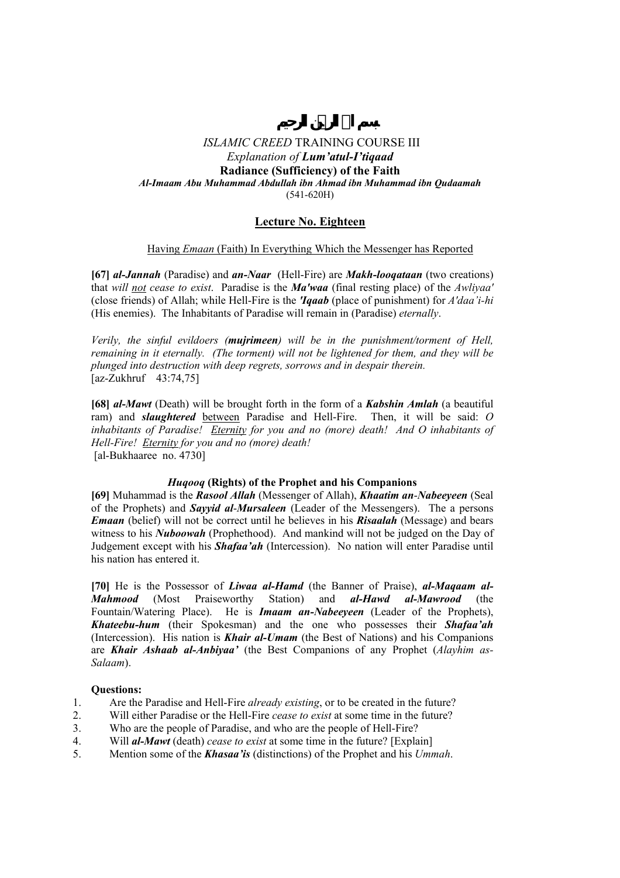بسم الله الرحمن الرحيم

*ISLAMIC CREED* TRAINING COURSE III
*Explanation of* ***Lum'atul-I'tiqaad***
**Radiance (Sufficiency) of the Faith**
***Al-Imaam Abu Muhammad Abdullah ibn Ahmad ibn Muhammad ibn Qudaamah***
(541-620H)

## Lecture No. Eighteen

Having *Emaan* (Faith) In Everything Which the Messenger has Reported

**[67]** ***al-Jannah*** (Paradise) and ***an-Naar*** (Hell-Fire) are ***Makh-looqataan*** (two creations) that *will not cease to exist*. Paradise is the ***Ma'waa*** (final resting place) of the *Awliyaa'* (close friends) of Allah; while Hell-Fire is the ***'Iqaab*** (place of punishment) for *A'daa'i-hi* (His enemies). The Inhabitants of Paradise will remain in (Paradise) *eternally*.

*Verily, the sinful evildoers (**mujrimeen**) will be in the punishment/torment of Hell, remaining in it eternally. (The torment) will not be lightened for them, and they will be plunged into destruction with deep regrets, sorrows and in despair therein.*
[az-Zukhruf 43:74,75]

**[68]** ***al-Mawt*** (Death) will be brought forth in the form of a ***Kabshin Amlah*** (a beautiful ram) and ***slaughtered*** between Paradise and Hell-Fire. Then, it will be said: *O inhabitants of Paradise! Eternity for you and no (more) death! And O inhabitants of Hell-Fire! Eternity for you and no (more) death!*
[al-Bukhaaree no. 4730]

### *Huqooq* (Rights) of the Prophet and his Companions

**[69]** Muhammad is the ***Rasool Allah*** (Messenger of Allah), ***Khaatim an-Nabeeyeen*** (Seal of the Prophets) and ***Sayyid al-Mursaleen*** (Leader of the Messengers). The a persons ***Emaan*** (belief) will not be correct until he believes in his ***Risaalah*** (Message) and bears witness to his ***Nuboowah*** (Prophethood). And mankind will not be judged on the Day of Judgement except with his ***Shafaa'ah*** (Intercession). No nation will enter Paradise until his nation has entered it.

**[70]** He is the Possessor of ***Liwaa al-Hamd*** (the Banner of Praise), ***al-Maqaam al-Mahmood*** (Most Praiseworthy Station) and ***al-Hawd al-Mawrood*** (the Fountain/Watering Place). He is ***Imaam an-Nabeeyeen*** (Leader of the Prophets), ***Khateebu-hum*** (their Spokesman) and the one who possesses their ***Shafaa'ah*** (Intercession). His nation is ***Khair al-Umam*** (the Best of Nations) and his Companions are ***Khair Ashaab al-Anbiyaa'*** (the Best Companions of any Prophet (*Alayhim as-Salaam*).

**Questions:**

1. Are the Paradise and Hell-Fire *already existing*, or to be created in the future?
2. Will either Paradise or the Hell-Fire *cease to exist* at some time in the future?
3. Who are the people of Paradise, and who are the people of Hell-Fire?
4. Will ***al-Mawt*** (death) *cease to exist* at some time in the future? [Explain]
5. Mention some of the ***Khasaa'is*** (distinctions) of the Prophet and his *Ummah*.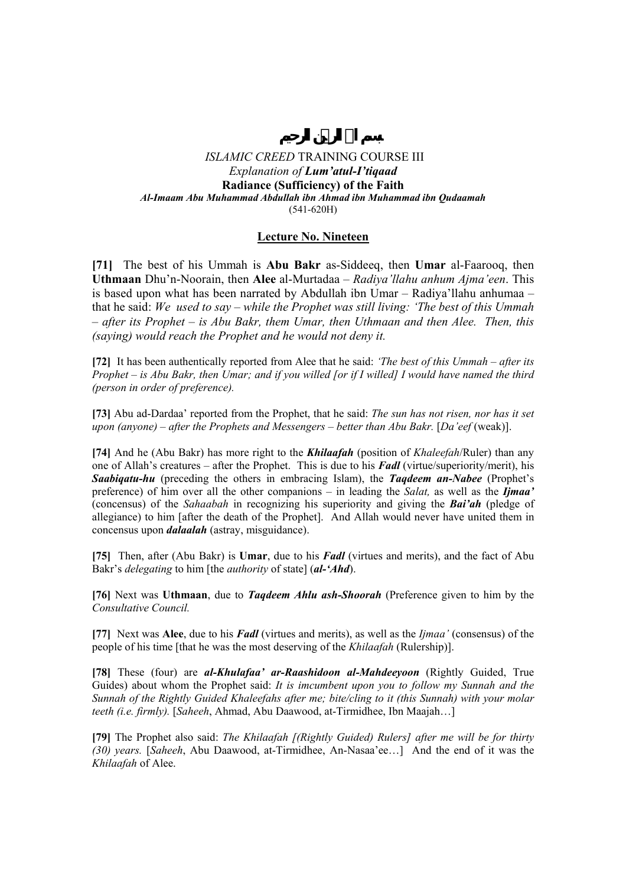# بسم الله الرحمن الرحيم

*ISLAMIC CREED* TRAINING COURSE III
*Explanation of* ***Lum'atul-I'tiqaad***
**Radiance (Sufficiency) of the Faith**
***Al-Imaam Abu Muhammad Abdullah ibn Ahmad ibn Muhammad ibn Qudaamah***
(541-620H)

## Lecture No. Nineteen

**[71]** The best of his Ummah is **Abu Bakr** as-Siddeeq, then **Umar** al-Faarooq, then **Uthmaan** Dhu'n-Noorain, then **Alee** al-Murtadaa – *Radiya'llahu anhum Ajma'een*. This is based upon what has been narrated by Abdullah ibn Umar – Radiya'llahu anhumaa – that he said: *We used to say – while the Prophet was still living: 'The best of this Ummah – after its Prophet – is Abu Bakr, them Umar, then Uthmaan and then Alee. Then, this (saying) would reach the Prophet and he would not deny it.*

**[72]** It has been authentically reported from Alee that he said: *'The best of this Ummah – after its Prophet – is Abu Bakr, then Umar; and if you willed [or if I willed] I would have named the third (person in order of preference).*

**[73]** Abu ad-Dardaa' reported from the Prophet, that he said: *The sun has not risen, nor has it set upon (anyone) – after the Prophets and Messengers – better than Abu Bakr.* [*Da'eef* (weak)].

**[74]** And he (Abu Bakr) has more right to the ***Khilaafah*** (position of *Khaleefah*/Ruler) than any one of Allah's creatures – after the Prophet. This is due to his ***Fadl*** (virtue/superiority/merit), his ***Saabiqatu-hu*** (preceding the others in embracing Islam), the ***Taqdeem an-Nabee*** (Prophet's preference) of him over all the other companions – in leading the *Salat,* as well as the ***Ijmaa'*** (concensus) of the *Sahaabah* in recognizing his superiority and giving the ***Bai'ah*** (pledge of allegiance) to him [after the death of the Prophet]. And Allah would never have united them in concensus upon ***dalaalah*** (astray, misguidance).

**[75]** Then, after (Abu Bakr) is **Umar**, due to his ***Fadl*** (virtues and merits), and the fact of Abu Bakr's *delegating* to him [the *authority* of state] (***al-'Ahd***).

**[76]** Next was **Uthmaan**, due to ***Taqdeem Ahlu ash-Shoorah*** (Preference given to him by the *Consultative Council.*

**[77]** Next was **Alee**, due to his ***Fadl*** (virtues and merits), as well as the *Ijmaa'* (consensus) of the people of his time [that he was the most deserving of the *Khilaafah* (Rulership)].

**[78]** These (four) are ***al-Khulafaa' ar-Raashidoon al-Mahdeeyoon*** (Rightly Guided, True Guides) about whom the Prophet said: *It is imcumbent upon you to follow my Sunnah and the Sunnah of the Rightly Guided Khaleefahs after me; bite/cling to it (this Sunnah) with your molar teeth (i.e. firmly).* [*Saheeh*, Ahmad, Abu Daawood, at-Tirmidhee, Ibn Maajah…]

**[79]** The Prophet also said: *The Khilaafah [(Rightly Guided) Rulers] after me will be for thirty (30) years.* [*Saheeh*, Abu Daawood, at-Tirmidhee, An-Nasaa'ee…] And the end of it was the *Khilaafah* of Alee.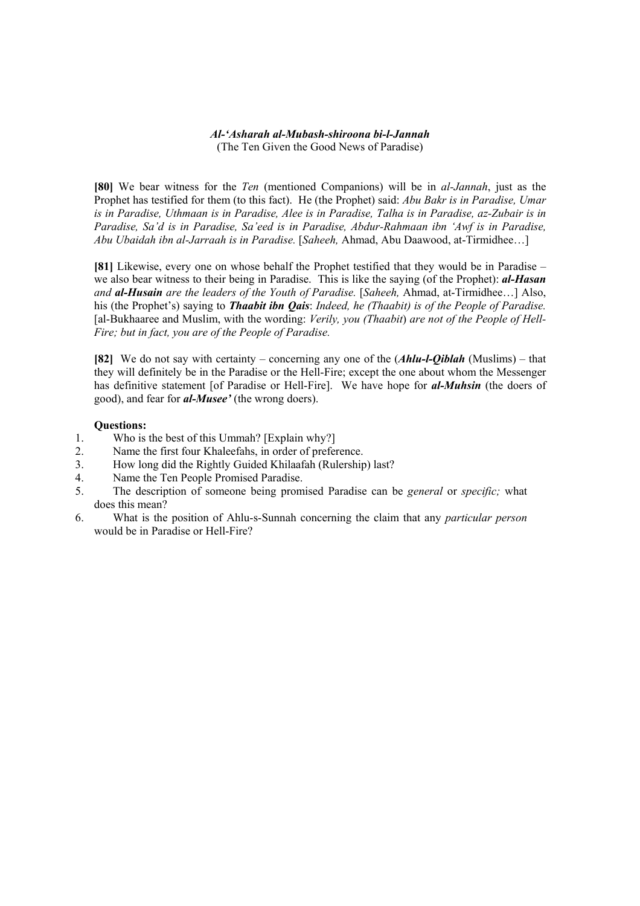### *Al-'Asharah al-Mubash-shiroona bi-l-Jannah*
(The Ten Given the Good News of Paradise)

**[80]** We bear witness for the *Ten* (mentioned Companions) will be in *al-Jannah*, just as the Prophet has testified for them (to this fact). He (the Prophet) said: *Abu Bakr is in Paradise, Umar is in Paradise, Uthmaan is in Paradise, Alee is in Paradise, Talha is in Paradise, az-Zubair is in Paradise, Sa'd is in Paradise, Sa'eed is in Paradise, Abdur-Rahmaan ibn 'Awf is in Paradise, Abu Ubaidah ibn al-Jarraah is in Paradise.* [*Saheeh,* Ahmad, Abu Daawood, at-Tirmidhee…]

**[81]** Likewise, every one on whose behalf the Prophet testified that they would be in Paradise – we also bear witness to their being in Paradise. This is like the saying (of the Prophet): ***al-Hasan** and **al-Husain** are the leaders of the Youth of Paradise.* [*Saheeh,* Ahmad, at-Tirmidhee…] Also, his (the Prophet's) saying to ***Thaabit ibn Qais***: *Indeed, he (Thaabit) is of the People of Paradise.* [al-Bukhaaree and Muslim, with the wording: *Verily, you (Thaabit) are not of the People of Hell-Fire; but in fact, you are of the People of Paradise.*

**[82]** We do not say with certainty – concerning any one of the (***Ahlu-l-Qiblah*** (Muslims) – that they will definitely be in the Paradise or the Hell-Fire; except the one about whom the Messenger has definitive statement [of Paradise or Hell-Fire]. We have hope for ***al-Muhsin*** (the doers of good), and fear for ***al-Musee'*** (the wrong doers).

**Questions:**

1. Who is the best of this Ummah? [Explain why?]
2. Name the first four Khaleefahs, in order of preference.
3. How long did the Rightly Guided Khilaafah (Rulership) last?
4. Name the Ten People Promised Paradise.
5. The description of someone being promised Paradise can be *general* or *specific;* what does this mean?
6. What is the position of Ahlu-s-Sunnah concerning the claim that any *particular person* would be in Paradise or Hell-Fire?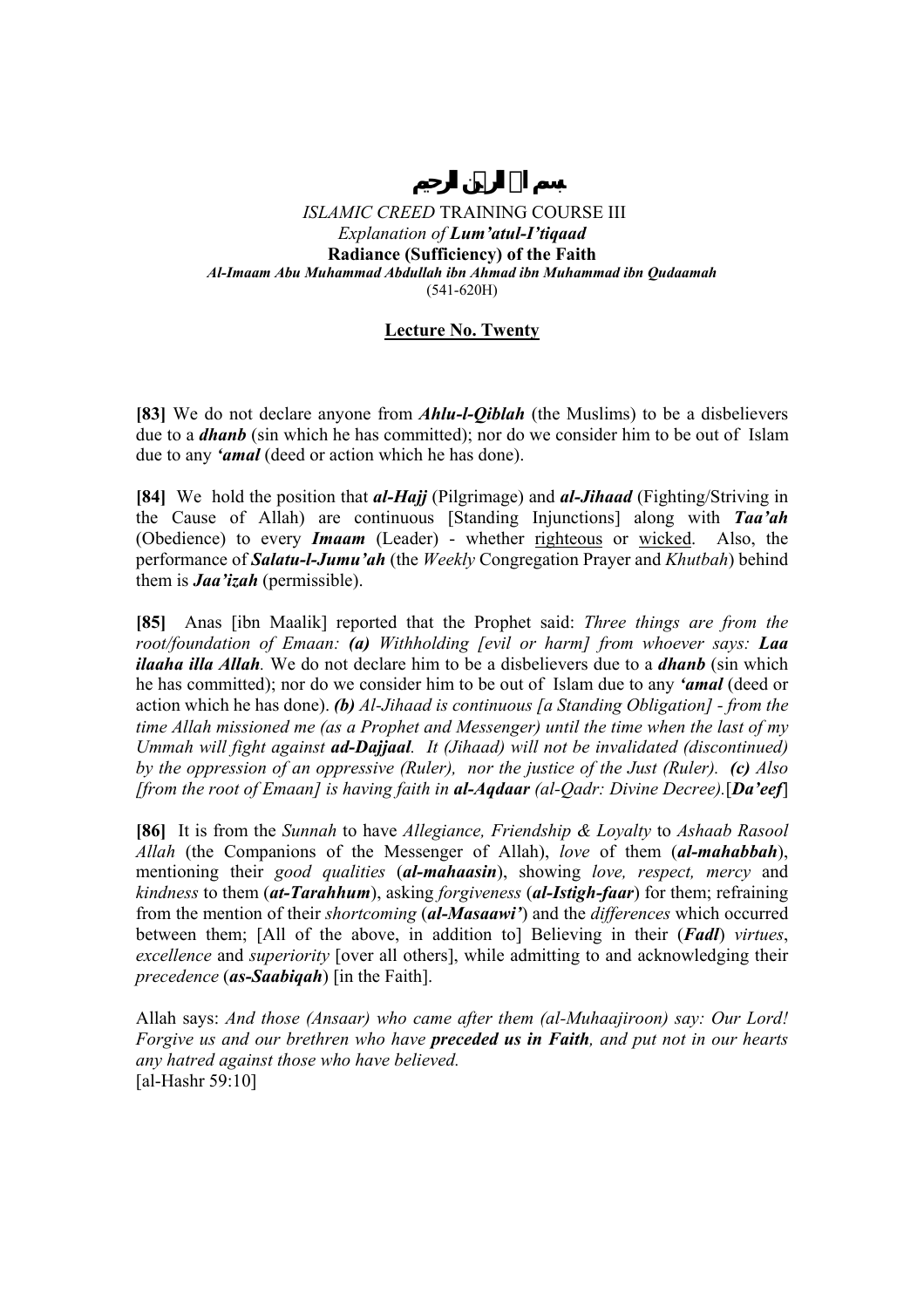# بسم الله الرحمن الرحيم

*ISLAMIC CREED* TRAINING COURSE III
*Explanation of* ***Lum'atul-I'tiqaad***
**Radiance (Sufficiency) of the Faith**
***Al-Imaam Abu Muhammad Abdullah ibn Ahmad ibn Muhammad ibn Qudaamah***
(541-620H)

## Lecture No. Twenty

**[83]** We do not declare anyone from ***Ahlu-l-Qiblah*** (the Muslims) to be a disbelievers due to a ***dhanb*** (sin which he has committed); nor do we consider him to be out of Islam due to any ***'amal*** (deed or action which he has done).

**[84]** We hold the position that ***al-Hajj*** (Pilgrimage) and ***al-Jihaad*** (Fighting/Striving in the Cause of Allah) are continuous [Standing Injunctions] along with ***Taa'ah*** (Obedience) to every ***Imaam*** (Leader) - whether righteous or wicked. Also, the performance of ***Salatu-l-Jumu'ah*** (the *Weekly* Congregation Prayer and *Khutbah*) behind them is ***Jaa'izah*** (permissible).

**[85]** Anas [ibn Maalik] reported that the Prophet said: *Three things are from the root/foundation of Emaan:* ***(a)*** *Withholding [evil or harm] from whoever says:* ***Laa ilaaha illa Allah****.* We do not declare him to be a disbelievers due to a ***dhanb*** (sin which he has committed); nor do we consider him to be out of Islam due to any ***'amal*** (deed or action which he has done). ***(b)*** *Al-Jihaad is continuous [a Standing Obligation] - from the time Allah missioned me (as a Prophet and Messenger) until the time when the last of my Ummah will fight against* ***ad-Dajjaal****. It (Jihaad) will not be invalidated (discontinued) by the oppression of an oppressive (Ruler), nor the justice of the Just (Ruler).* ***(c)*** *Also [from the root of Emaan] is having faith in* ***al-Aqdaar*** *(al-Qadr: Divine Decree).*[***Da'eef***]

**[86]** It is from the *Sunnah* to have *Allegiance, Friendship & Loyalty* to *Ashaab Rasool Allah* (the Companions of the Messenger of Allah), *love* of them (***al-mahabbah***), mentioning their *good qualities* (***al-mahaasin***), showing *love, respect, mercy* and *kindness* to them (***at-Tarahhum***), asking *forgiveness* (***al-Istigh-faar***) for them; refraining from the mention of their *shortcoming* (***al-Masaawi'***) and the *differences* which occurred between them; [All of the above, in addition to] Believing in their (***Fadl***) *virtues*, *excellence* and *superiority* [over all others], while admitting to and acknowledging their *precedence* (***as-Saabiqah***) [in the Faith].

Allah says: *And those (Ansaar) who came after them (al-Muhaajiroon) say: Our Lord! Forgive us and our brethren who have* ***preceded us in Faith****, and put not in our hearts any hatred against those who have believed.*
[al-Hashr 59:10]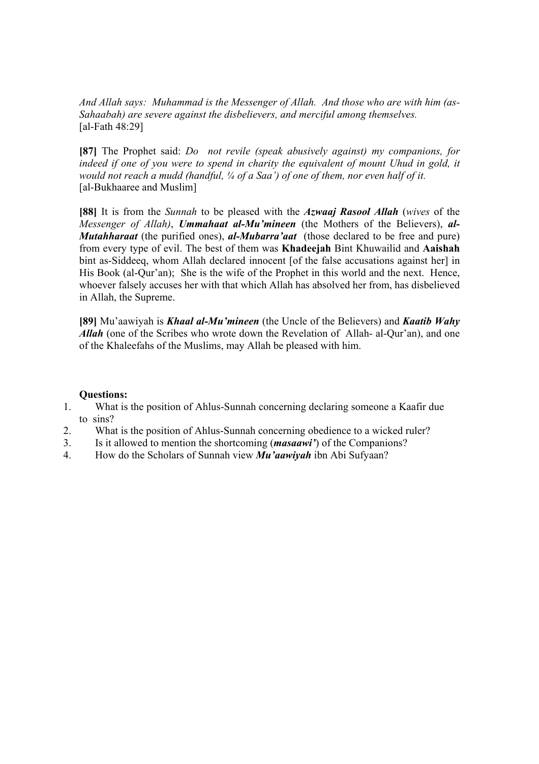*And Allah says: Muhammad is the Messenger of Allah. And those who are with him (as-Sahaabah) are severe against the disbelievers, and merciful among themselves.*
[al-Fath 48:29]

**[87]** The Prophet said: *Do not revile (speak abusively against) my companions, for indeed if one of you were to spend in charity the equivalent of mount Uhud in gold, it would not reach a mudd (handful, ¼ of a Saa') of one of them, nor even half of it.*
[al-Bukhaaree and Muslim]

**[88]** It is from the *Sunnah* to be pleased with the ***Azwaaj Rasool Allah*** (*wives* of the *Messenger of Allah)*, ***Ummahaat al-Mu'mineen*** (the Mothers of the Believers), ***al-Mutahharaat*** (the purified ones), ***al-Mubarra'aat*** (those declared to be free and pure) from every type of evil. The best of them was **Khadeejah** Bint Khuwailid and **Aaishah** bint as-Siddeeq, whom Allah declared innocent [of the false accusations against her] in His Book (al-Qur'an); She is the wife of the Prophet in this world and the next. Hence, whoever falsely accuses her with that which Allah has absolved her from, has disbelieved in Allah, the Supreme.

**[89]** Mu'aawiyah is ***Khaal al-Mu'mineen*** (the Uncle of the Believers) and ***Kaatib Wahy Allah*** (one of the Scribes who wrote down the Revelation of Allah- al-Qur'an), and one of the Khaleefahs of the Muslims, may Allah be pleased with him.

**Questions:**

1. What is the position of Ahlus-Sunnah concerning declaring someone a Kaafir due to sins?
2. What is the position of Ahlus-Sunnah concerning obedience to a wicked ruler?
3. Is it allowed to mention the shortcoming (***masaawi'***) of the Companions?
4. How do the Scholars of Sunnah view ***Mu'aawiyah*** ibn Abi Sufyaan?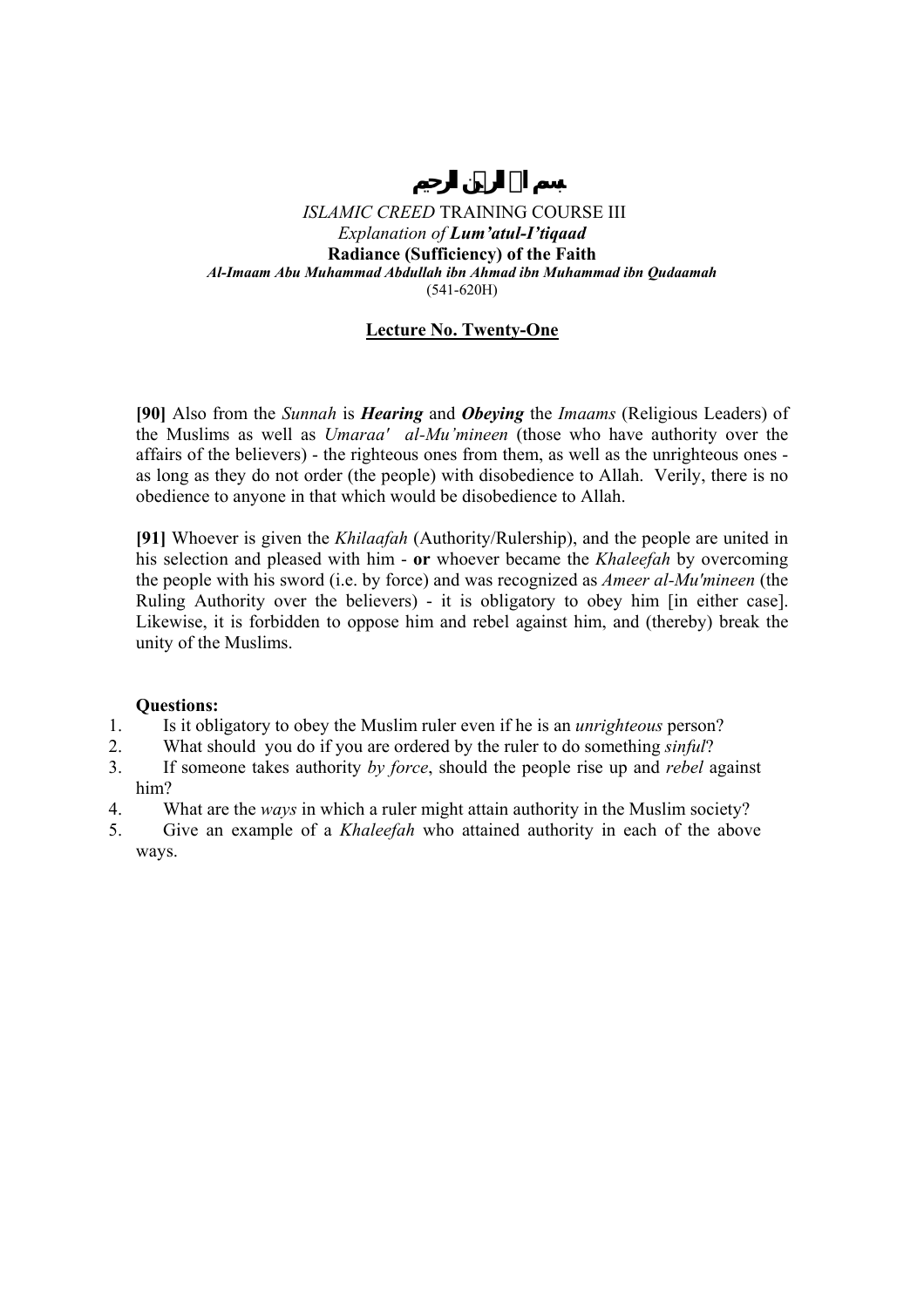بسم الله الرحمن الرحيم

*ISLAMIC CREED* TRAINING COURSE III
*Explanation of* ***Lum'atul-I'tiqaad***
**Radiance (Sufficiency) of the Faith**
***Al-Imaam Abu Muhammad Abdullah ibn Ahmad ibn Muhammad ibn Qudaamah***
(541-620H)

## Lecture No. Twenty-One

**[90]** Also from the *Sunnah* is ***Hearing*** and ***Obeying*** the *Imaams* (Religious Leaders) of the Muslims as well as *Umaraa' al-Mu'mineen* (those who have authority over the affairs of the believers) - the righteous ones from them, as well as the unrighteous ones - as long as they do not order (the people) with disobedience to Allah. Verily, there is no obedience to anyone in that which would be disobedience to Allah.

**[91]** Whoever is given the *Khilaafah* (Authority/Rulership), and the people are united in his selection and pleased with him - **or** whoever became the *Khaleefah* by overcoming the people with his sword (i.e. by force) and was recognized as *Ameer al-Mu'mineen* (the Ruling Authority over the believers) - it is obligatory to obey him [in either case]. Likewise, it is forbidden to oppose him and rebel against him, and (thereby) break the unity of the Muslims.

**Questions:**

1. Is it obligatory to obey the Muslim ruler even if he is an *unrighteous* person?
2. What should you do if you are ordered by the ruler to do something *sinful*?
3. If someone takes authority *by force*, should the people rise up and *rebel* against him?
4. What are the *ways* in which a ruler might attain authority in the Muslim society?
5. Give an example of a *Khaleefah* who attained authority in each of the above ways.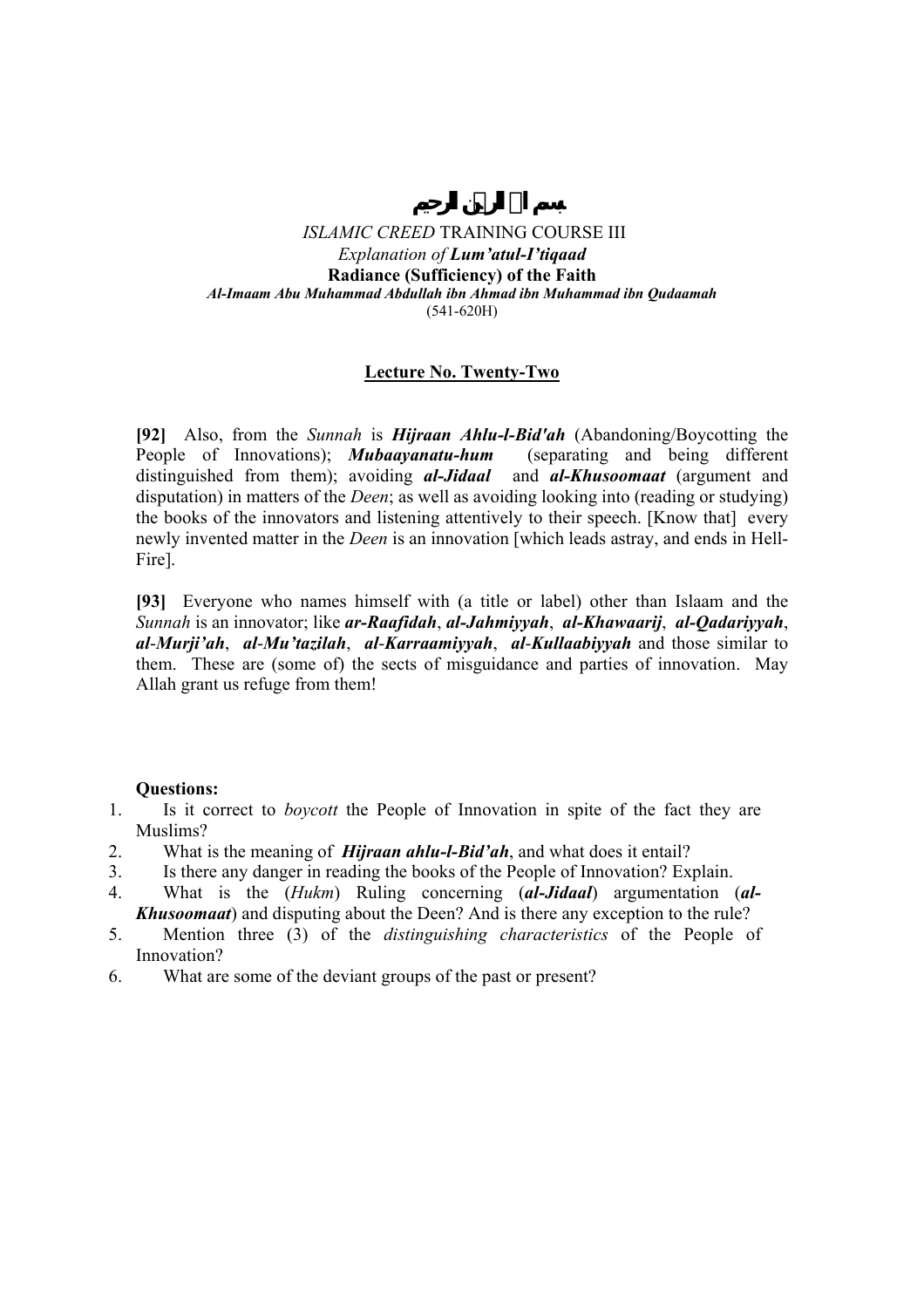بسم الله الرحمن الرحيم

*ISLAMIC CREED* TRAINING COURSE III
*Explanation of **Lum'atul-I'tiqaad***
**Radiance (Sufficiency) of the Faith**
***Al-Imaam Abu Muhammad Abdullah ibn Ahmad ibn Muhammad ibn Qudaamah***
(541-620H)

## Lecture No. Twenty-Two

**[92]** Also, from the *Sunnah* is ***Hijraan Ahlu-l-Bid'ah*** (Abandoning/Boycotting the People of Innovations); ***Mubaayanatu-hum*** (separating and being different distinguished from them); avoiding ***al-Jidaal*** and ***al-Khusoomaat*** (argument and disputation) in matters of the *Deen*; as well as avoiding looking into (reading or studying) the books of the innovators and listening attentively to their speech. [Know that] every newly invented matter in the *Deen* is an innovation [which leads astray, and ends in Hell-Fire].

**[93]** Everyone who names himself with (a title or label) other than Islaam and the *Sunnah* is an innovator; like ***ar-Raafidah***, ***al-Jahmiyyah***, ***al-Khawaarij***, ***al-Qadariyyah***, ***al-Murji'ah***, ***al-Mu'tazilah***, ***al-Karraamiyyah***, ***al-Kullaabiyyah*** and those similar to them. These are (some of) the sects of misguidance and parties of innovation. May Allah grant us refuge from them!

**Questions:**

1. Is it correct to *boycott* the People of Innovation in spite of the fact they are Muslims?
2. What is the meaning of ***Hijraan ahlu-l-Bid'ah***, and what does it entail?
3. Is there any danger in reading the books of the People of Innovation? Explain.
4. What is the (*Hukm*) Ruling concerning (***al-Jidaal***) argumentation (***al-Khusoomaat***) and disputing about the Deen? And is there any exception to the rule?
5. Mention three (3) of the *distinguishing characteristics* of the People of Innovation?
6. What are some of the deviant groups of the past or present?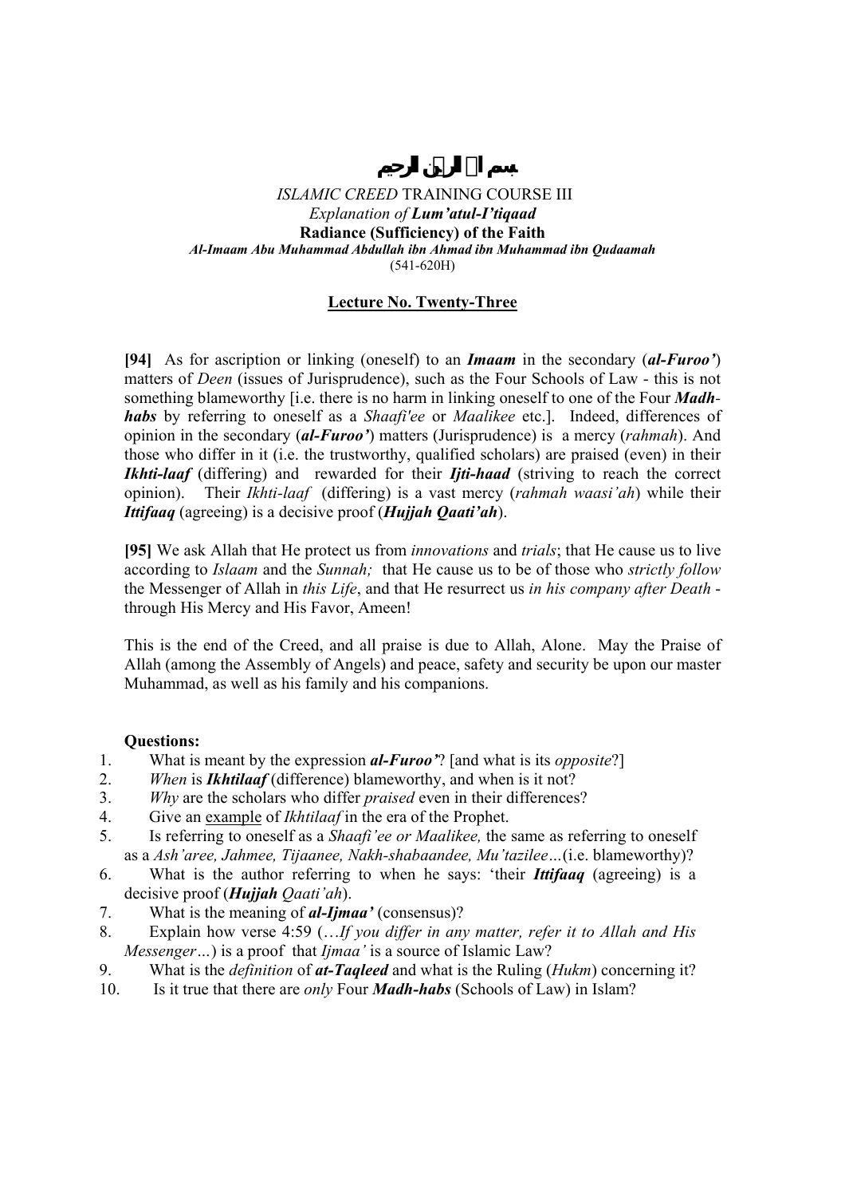# بسم الله الرحمن الرحيم

*ISLAMIC CREED* TRAINING COURSE III
*Explanation of* ***Lum'atul-I'tiqaad***
**Radiance (Sufficiency) of the Faith**
***Al-Imaam Abu Muhammad Abdullah ibn Ahmad ibn Muhammad ibn Qudaamah***
(541-620H)

## Lecture No. Twenty-Three

**[94]** As for ascription or linking (oneself) to an ***Imaam*** in the secondary (***al-Furoo'***) matters of *Deen* (issues of Jurisprudence), such as the Four Schools of Law - this is not something blameworthy [i.e. there is no harm in linking oneself to one of the Four ***Madh-habs*** by referring to oneself as a *Shaafi'ee* or *Maalikee* etc.]. Indeed, differences of opinion in the secondary (***al-Furoo'***) matters (Jurisprudence) is a mercy (*rahmah*). And those who differ in it (i.e. the trustworthy, qualified scholars) are praised (even) in their ***Ikhti-laaf*** (differing) and rewarded for their ***Ijti-haad*** (striving to reach the correct opinion). Their *Ikhti-laaf* (differing) is a vast mercy (*rahmah waasi'ah*) while their ***Ittifaaq*** (agreeing) is a decisive proof (***Hujjah Qaati'ah***).

**[95]** We ask Allah that He protect us from *innovations* and *trials*; that He cause us to live according to *Islaam* and the *Sunnah;* that He cause us to be of those who *strictly follow* the Messenger of Allah in *this Life*, and that He resurrect us *in his company after Death* - through His Mercy and His Favor, Ameen!

This is the end of the Creed, and all praise is due to Allah, Alone. May the Praise of Allah (among the Assembly of Angels) and peace, safety and security be upon our master Muhammad, as well as his family and his companions.

**Questions:**

1. What is meant by the expression ***al-Furoo'***? [and what is its *opposite*?]
2. *When* is ***Ikhtilaaf*** (difference) blameworthy, and when is it not?
3. *Why* are the scholars who differ *praised* even in their differences?
4. Give an example of *Ikhtilaaf* in the era of the Prophet.
5. Is referring to oneself as a *Shaafi'ee or Maalikee,* the same as referring to oneself as a *Ash'aree, Jahmee, Tijaanee, Nakh-shabaandee, Mu'tazilee*…(i.e. blameworthy)?
6. What is the author referring to when he says: 'their ***Ittifaaq*** (agreeing) is a decisive proof (***Hujjah*** *Qaati'ah*).
7. What is the meaning of ***al-Ijmaa'*** (consensus)?
8. Explain how verse 4:59 (…*If you differ in any matter, refer it to Allah and His Messenger…*) is a proof that *Ijmaa'* is a source of Islamic Law?
9. What is the *definition* of ***at-Taqleed*** and what is the Ruling (*Hukm*) concerning it?
10. Is it true that there are *only* Four ***Madh-habs*** (Schools of Law) in Islam?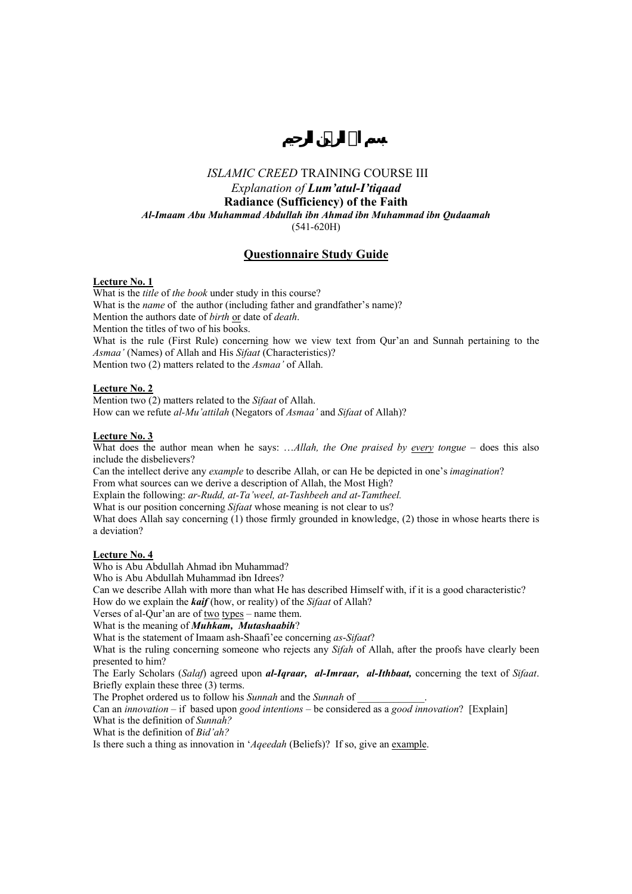# بسم الله الرحمن الرحيم

*ISLAMIC CREED* TRAINING COURSE III
*Explanation of **Lum'atul-I'tiqaad***
**Radiance (Sufficiency) of the Faith**
***Al-Imaam Abu Muhammad Abdullah ibn Ahmad ibn Muhammad ibn Qudaamah***
(541-620H)

## Questionnaire Study Guide

**Lecture No. 1**

What is the *title* of *the book* under study in this course?
What is the *name* of the author (including father and grandfather's name)?
Mention the authors date of *birth* or date of *death*.
Mention the titles of two of his books.
What is the rule (First Rule) concerning how we view text from Qur'an and Sunnah pertaining to the *Asmaa'* (Names) of Allah and His *Sifaat* (Characteristics)?
Mention two (2) matters related to the *Asmaa'* of Allah.

**Lecture No. 2**

Mention two (2) matters related to the *Sifaat* of Allah.
How can we refute *al-Mu'attilah* (Negators of *Asmaa'* and *Sifaat* of Allah)?

**Lecture No. 3**

What does the author mean when he says: …*Allah, the One praised by every tongue* – does this also include the disbelievers?
Can the intellect derive any *example* to describe Allah, or can He be depicted in one's *imagination*?
From what sources can we derive a description of Allah, the Most High?
Explain the following: *ar-Rudd, at-Ta'weel, at-Tashbeeh and at-Tamtheel.*
What is our position concerning *Sifaat* whose meaning is not clear to us?
What does Allah say concerning (1) those firmly grounded in knowledge, (2) those in whose hearts there is a deviation?

**Lecture No. 4**

Who is Abu Abdullah Ahmad ibn Muhammad?
Who is Abu Abdullah Muhammad ibn Idrees?
Can we describe Allah with more than what He has described Himself with, if it is a good characteristic?
How do we explain the ***kaif*** (how, or reality) of the *Sifaat* of Allah?
Verses of al-Qur'an are of two types – name them.
What is the meaning of ***Muhkam, Mutashaabih***?
What is the statement of Imaam ash-Shaafi'ee concerning *as-Sifaat*?
What is the ruling concerning someone who rejects any *Sifah* of Allah, after the proofs have clearly been presented to him?
The Early Scholars (*Salaf*) agreed upon ***al-Iqraar, al-Imraar, al-Ithbaat,*** concerning the text of *Sifaat*. Briefly explain these three (3) terms.
The Prophet ordered us to follow his *Sunnah* and the *Sunnah* of _____________.
Can an *innovation* – if based upon *good intentions* – be considered as a *good innovation*? [Explain]
What is the definition of *Sunnah?*
What is the definition of *Bid'ah?*
Is there such a thing as innovation in '*Aqeedah* (Beliefs)? If so, give an example.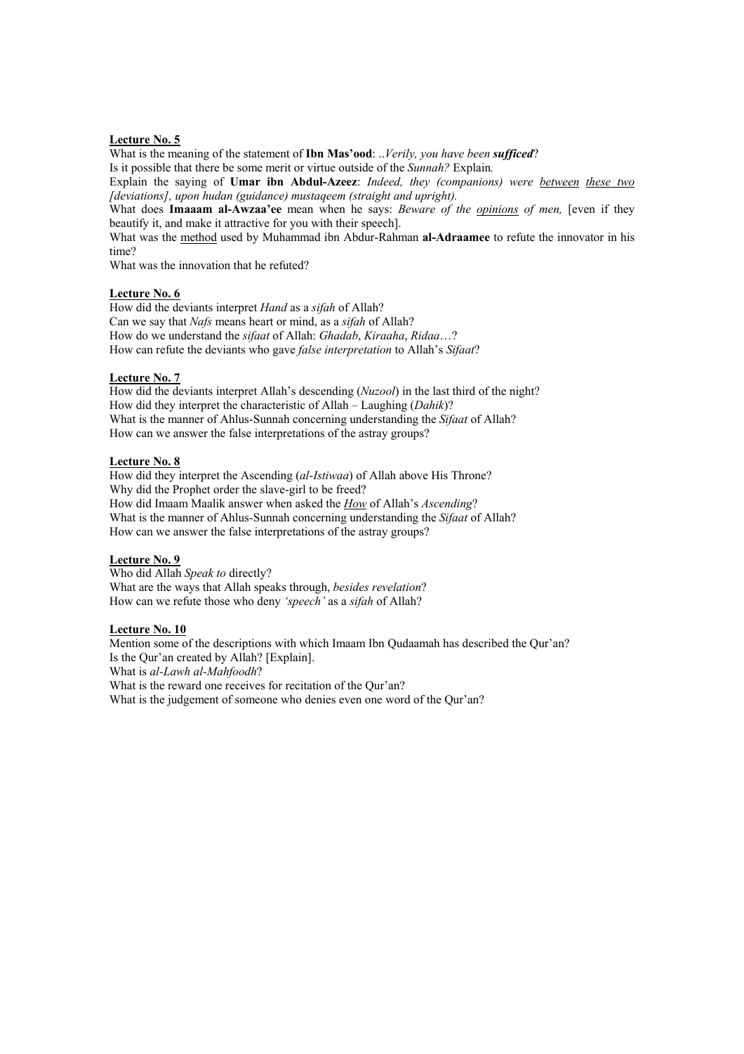**<u>Lecture No. 5</u>**

What is the meaning of the statement of **Ibn Mas'ood**: ..*Verily, you have been **sufficed***?

Is it possible that there be some merit or virtue outside of the *Sunnah?* Explain*.*

Explain the saying of **Umar ibn Abdul-Azeez**: *Indeed, they (companions) were <u>between</u> <u>these two</u> [deviations], upon hudan (guidance) mustaqeem (straight and upright).*

What does **Imaaam al-Awzaa'ee** mean when he says: *Beware of the <u>opinions</u> of men,* [even if they beautify it, and make it attractive for you with their speech].

What was the <u>method</u> used by Muhammad ibn Abdur-Rahman **al-Adraamee** to refute the innovator in his time?

What was the innovation that he refuted?

**<u>Lecture No. 6</u>**

How did the deviants interpret *Hand* as a *sifah* of Allah?

Can we say that *Nafs* means heart or mind, as a *sifah* of Allah?

How do we understand the *sifaat* of Allah: *Ghadab*, *Kiraaha*, *Ridaa*…?

How can refute the deviants who gave *false interpretation* to Allah's *Sifaat*?

**<u>Lecture No. 7</u>**

How did the deviants interpret Allah's descending (*Nuzool*) in the last third of the night?

How did they interpret the characteristic of Allah – Laughing (*Dahik*)?

What is the manner of Ahlus-Sunnah concerning understanding the *Sifaat* of Allah?

How can we answer the false interpretations of the astray groups?

**<u>Lecture No. 8</u>**

How did they interpret the Ascending (*al-Istiwaa*) of Allah above His Throne?

Why did the Prophet order the slave-girl to be freed?

How did Imaam Maalik answer when asked the ***<u>How</u>*** of Allah's *Ascending*?

What is the manner of Ahlus-Sunnah concerning understanding the *Sifaat* of Allah?

How can we answer the false interpretations of the astray groups?

**<u>Lecture No. 9</u>**

Who did Allah *Speak to* directly?

What are the ways that Allah speaks through, *besides revelation*?

How can we refute those who deny *'speech'* as a *sifah* of Allah?

**<u>Lecture No. 10</u>**

Mention some of the descriptions with which Imaam Ibn Qudaamah has described the Qur'an?

Is the Qur'an created by Allah? [Explain].

What is *al-Lawh al-Mahfoodh*?

What is the reward one receives for recitation of the Qur'an?

What is the judgement of someone who denies even one word of the Qur'an?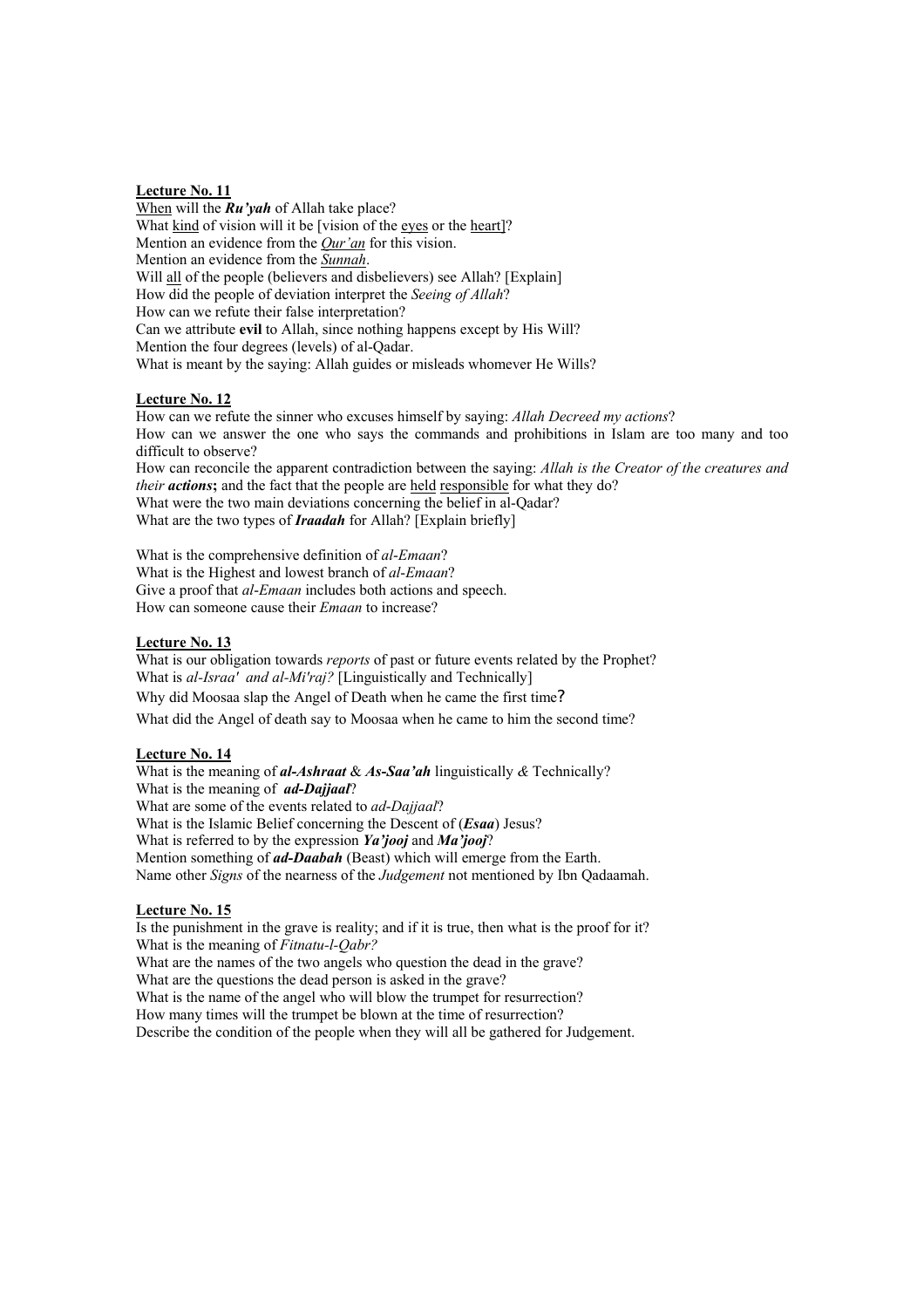**Lecture No. 11**

When will the ***Ru'yah*** of Allah take place?
What kind of vision will it be [vision of the eyes or the heart]?
Mention an evidence from the *Qur'an* for this vision.
Mention an evidence from the *Sunnah*.
Will all of the people (believers and disbelievers) see Allah? [Explain]
How did the people of deviation interpret the *Seeing of Allah*?
How can we refute their false interpretation?
Can we attribute **evil** to Allah, since nothing happens except by His Will?
Mention the four degrees (levels) of al-Qadar.
What is meant by the saying: Allah guides or misleads whomever He Wills?

**Lecture No. 12**

How can we refute the sinner who excuses himself by saying: *Allah Decreed my actions*?
How can we answer the one who says the commands and prohibitions in Islam are too many and too difficult to observe?
How can reconcile the apparent contradiction between the saying: *Allah is the Creator of the creatures and their* ***actions*****;** and the fact that the people are held responsible for what they do?
What were the two main deviations concerning the belief in al-Qadar?
What are the two types of ***Iraadah*** for Allah? [Explain briefly]

What is the comprehensive definition of *al-Emaan*?
What is the Highest and lowest branch of *al-Emaan*?
Give a proof that *al-Emaan* includes both actions and speech.
How can someone cause their *Emaan* to increase?

**Lecture No. 13**

What is our obligation towards *reports* of past or future events related by the Prophet?
What is *al-Israa' and al-Mi'raj?* [Linguistically and Technically]
Why did Moosaa slap the Angel of Death when he came the first time?
What did the Angel of death say to Moosaa when he came to him the second time?

**Lecture No. 14**

What is the meaning of ***al-Ashraat*** & ***As-Saa'ah*** linguistically & Technically?
What is the meaning of ***ad-Dajjaal***?
What are some of the events related to *ad-Dajjaal*?
What is the Islamic Belief concerning the Descent of (***Esaa***) Jesus?
What is referred to by the expression ***Ya'jooj*** and ***Ma'jooj***?
Mention something of ***ad-Daabah*** (Beast) which will emerge from the Earth.
Name other *Signs* of the nearness of the *Judgement* not mentioned by Ibn Qadaamah.

**Lecture No. 15**

Is the punishment in the grave is reality; and if it is true, then what is the proof for it?
What is the meaning of *Fitnatu-l-Qabr?*
What are the names of the two angels who question the dead in the grave?
What are the questions the dead person is asked in the grave?
What is the name of the angel who will blow the trumpet for resurrection?
How many times will the trumpet be blown at the time of resurrection?
Describe the condition of the people when they will all be gathered for Judgement.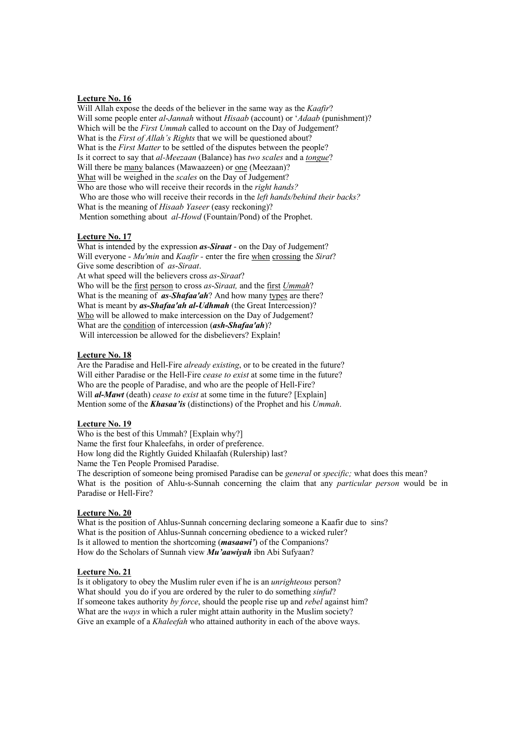**Lecture No. 16**

Will Allah expose the deeds of the believer in the same way as the *Kaafir*?
Will some people enter *al-Jannah* without *Hisaab* (account) or '*Adaab* (punishment)?
Which will be the *First Ummah* called to account on the Day of Judgement?
What is the *First of Allah's Rights* that we will be questioned about?
What is the *First Matter* to be settled of the disputes between the people?
Is it correct to say that *al-Meezaan* (Balance) has *two scales* and a *tongue*?
Will there be many balances (Mawaazeen) or one (Meezaan)?
What will be weighed in the *scales* on the Day of Judgement?
Who are those who will receive their records in the *right hands?*
Who are those who will receive their records in the *left hands/behind their backs?*
What is the meaning of *Hisaab Yaseer* (easy reckoning)?
Mention something about *al-Howd* (Fountain/Pond) of the Prophet.

**Lecture No. 17**

What is intended by the expression ***as-Siraat*** - on the Day of Judgement?
Will everyone - *Mu'min* and *Kaafir* - enter the fire when crossing the *Sirat*?
Give some describtion of *as-Siraat*.
At what speed will the believers cross *as-Siraat*?
Who will be the first person to cross *as-Siraat,* and the first *Ummah*?
What is the meaning of ***as-Shafaa'ah***? And how many types are there?
What is meant by ***as-Shafaa'ah al-Udhmah*** (the Great Intercession)?
Who will be allowed to make intercession on the Day of Judgement?
What are the condition of intercession (***ash-Shafaa'ah***)?
Will intercession be allowed for the disbelievers? Explain!

**Lecture No. 18**

Are the Paradise and Hell-Fire *already existing*, or to be created in the future?
Will either Paradise or the Hell-Fire *cease to exist* at some time in the future?
Who are the people of Paradise, and who are the people of Hell-Fire?
Will ***al-Mawt*** (death) *cease to exist* at some time in the future? [Explain]
Mention some of the ***Khasaa'is*** (distinctions) of the Prophet and his *Ummah*.

**Lecture No. 19**

Who is the best of this Ummah? [Explain why?]
Name the first four Khaleefahs, in order of preference.
How long did the Rightly Guided Khilaafah (Rulership) last?
Name the Ten People Promised Paradise.
The description of someone being promised Paradise can be *general* or *specific;* what does this mean?
What is the position of Ahlu-s-Sunnah concerning the claim that any *particular person* would be in Paradise or Hell-Fire?

**Lecture No. 20**

What is the position of Ahlus-Sunnah concerning declaring someone a Kaafir due to sins?
What is the position of Ahlus-Sunnah concerning obedience to a wicked ruler?
Is it allowed to mention the shortcoming (***masaawi'***) of the Companions?
How do the Scholars of Sunnah view ***Mu'aawiyah*** ibn Abi Sufyaan?

**Lecture No. 21**

Is it obligatory to obey the Muslim ruler even if he is an *unrighteous* person?
What should you do if you are ordered by the ruler to do something *sinful*?
If someone takes authority *by force*, should the people rise up and *rebel* against him?
What are the *ways* in which a ruler might attain authority in the Muslim society?
Give an example of a *Khaleefah* who attained authority in each of the above ways.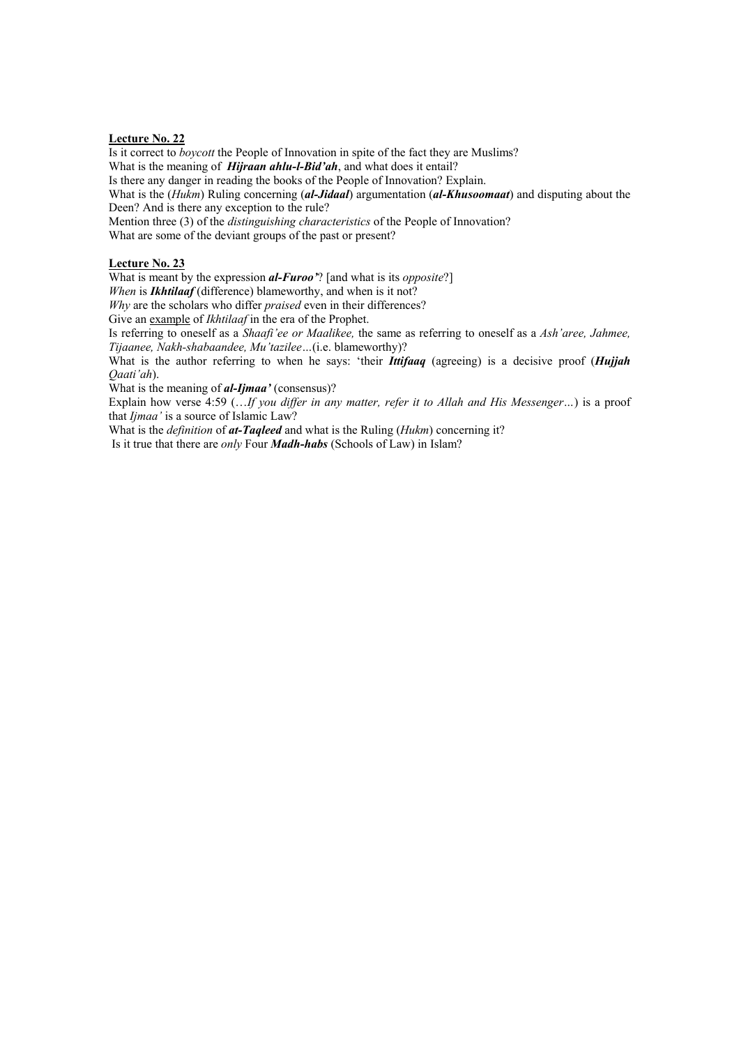**Lecture No. 22**

Is it correct to *boycott* the People of Innovation in spite of the fact they are Muslims?
What is the meaning of ***Hijraan ahlu-l-Bid'ah***, and what does it entail?
Is there any danger in reading the books of the People of Innovation? Explain.
What is the (*Hukm*) Ruling concerning (***al-Jidaal***) argumentation (***al-Khusoomaat***) and disputing about the Deen? And is there any exception to the rule?
Mention three (3) of the *distinguishing characteristics* of the People of Innovation?
What are some of the deviant groups of the past or present?

**Lecture No. 23**

What is meant by the expression ***al-Furoo'***? [and what is its *opposite*?]
*When* is ***Ikhtilaaf*** (difference) blameworthy, and when is it not?
*Why* are the scholars who differ *praised* even in their differences?
Give an example of *Ikhtilaaf* in the era of the Prophet.
Is referring to oneself as a *Shaafi'ee or Maalikee,* the same as referring to oneself as a *Ash'aree, Jahmee, Tijaanee, Nakh-shabaandee, Mu'tazilee…*(i.e. blameworthy)?
What is the author referring to when he says: 'their ***Ittifaaq*** (agreeing) is a decisive proof (***Hujjah*** *Qaati'ah*).
What is the meaning of ***al-Ijmaa'*** (consensus)?
Explain how verse 4:59 (…*If you differ in any matter, refer it to Allah and His Messenger…*) is a proof that *Ijmaa'* is a source of Islamic Law?
What is the *definition* of ***at-Taqleed*** and what is the Ruling (*Hukm*) concerning it?
Is it true that there are *only* Four ***Madh-habs*** (Schools of Law) in Islam?